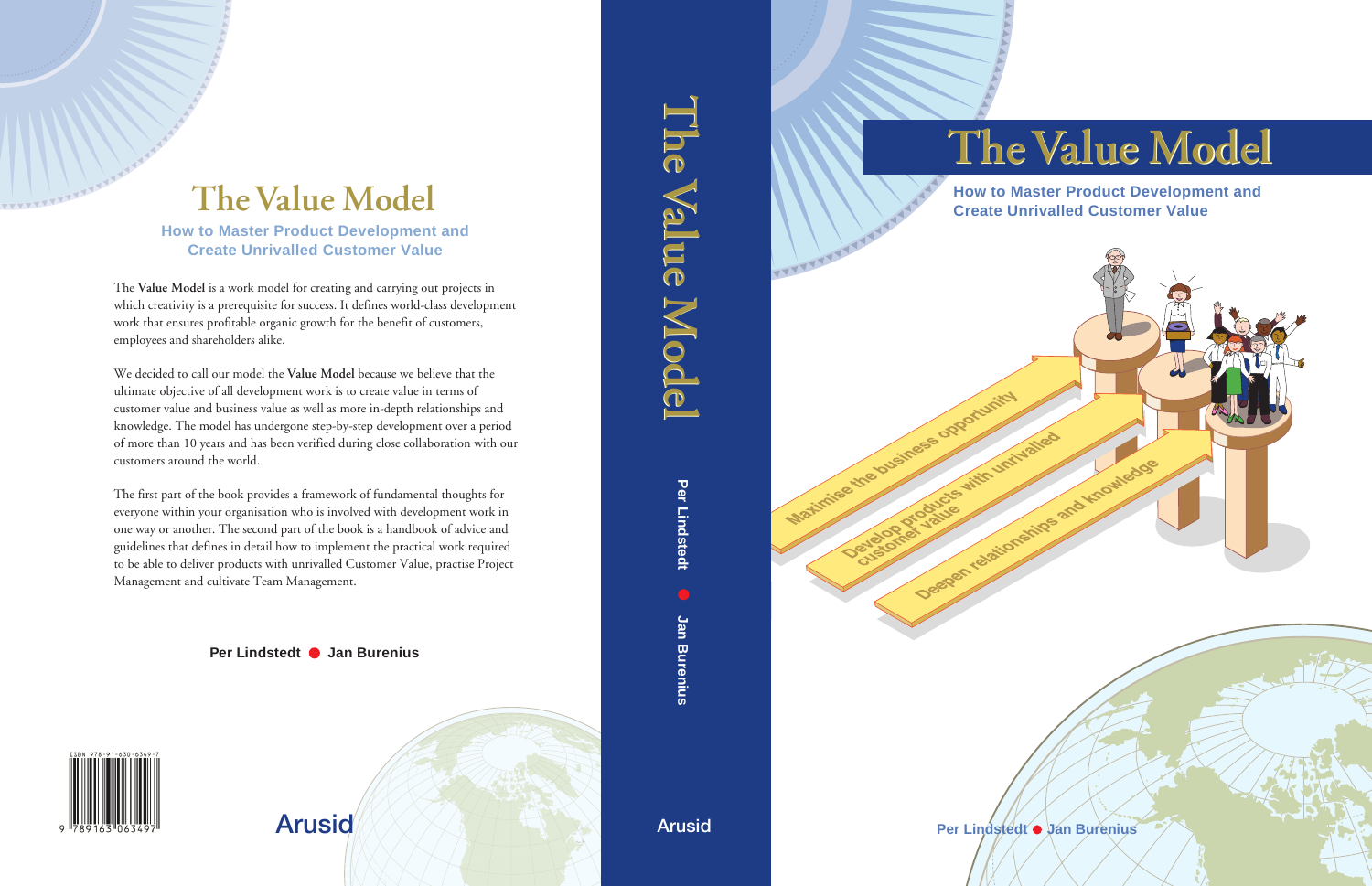# The Value Model

## How to Master Product Development and Create Unrivalled Customer Value

The **Value Model** is a work model for creating and carrying out projects in which creativity is a prerequisite for success. It defines world-class development work that ensures profitable organic growth for the benefit of customers, employees and shareholders alike.

We decided to call our model the **Value Model** because we believe that the ultimate objective of all development work is to create value in terms of customer value and business value as well as more in-depth relationships and knowledge. The model has undergone step-by-step development over a period of more than 10 years and has been verified during close collaboration with our customers around the world.

The first part of the book provides a framework of fundamental thoughts for everyone within your organisation who is involved with development work in one way or another. The second part of the book is a handbook of advice and guidelines that defines in detail how to implement the practical work required to be able to deliver products with unrivalled Customer Value, practise Project Management and cultivate Team Management.

**Per Lindstedt ● Jan Burenius**

ISBN 978-91-630-6349-7

Arusid

The Value Model

Per Lindstedt ● Jan Burenius

Arusid

# The Value Model

## How to Master Product Development and Create Unrivalled Customer Value

Maximise the business opportunity

Develop products with unrivalled customer value

Deepen relationships and knowledge

Per Lindstedt ● Jan Burenius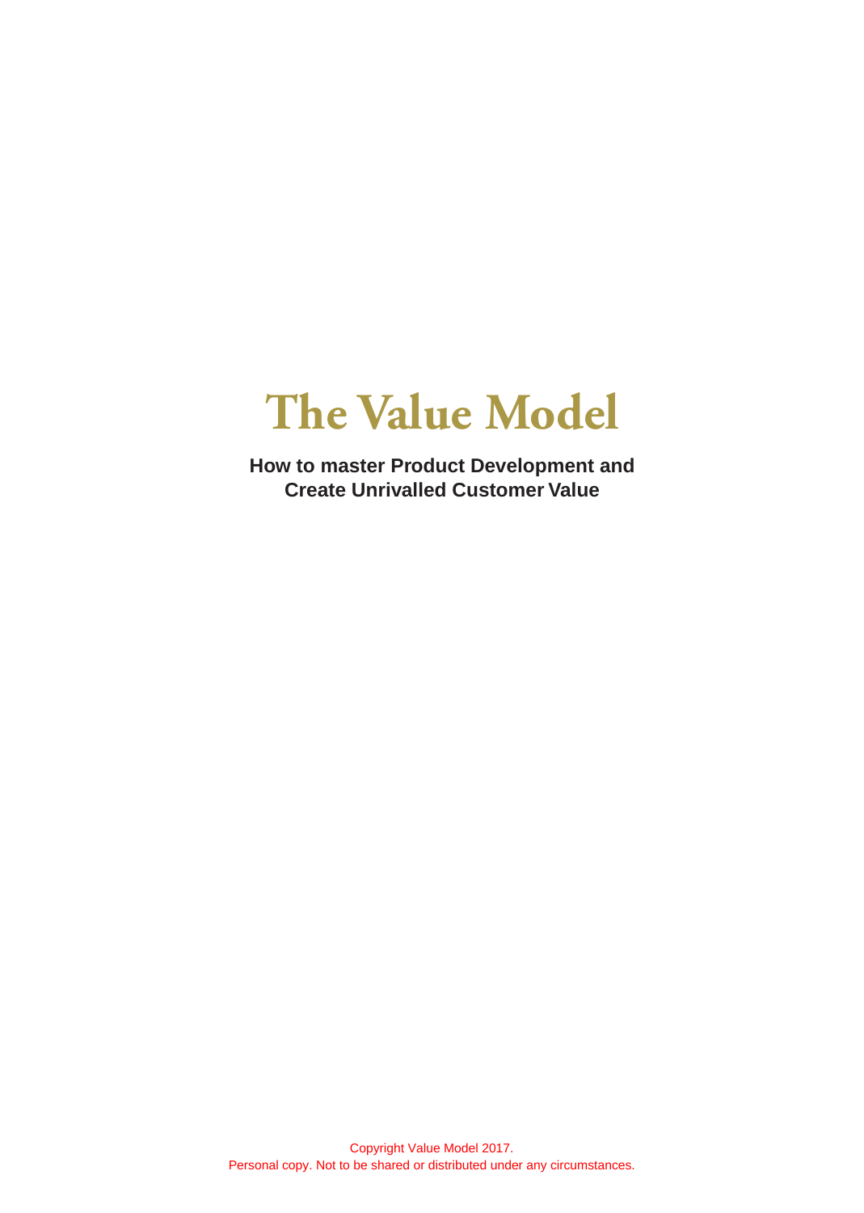# The Value Model

**How to master Product Development and Create Unrivalled Customer Value**

Copyright Value Model 2017.
Personal copy. Not to be shared or distributed under any circumstances.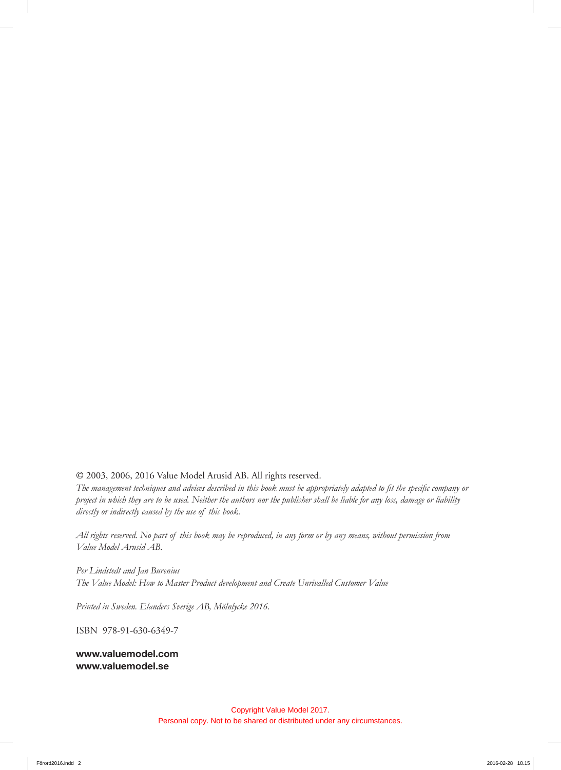© 2003, 2006, 2016 Value Model Arusid AB. All rights reserved.

*The management techniques and advices described in this book must be appropriately adapted to fit the specific company or project in which they are to be used. Neither the authors nor the publisher shall be liable for any loss, damage or liability directly or indirectly caused by the use of this book.*

*All rights reserved. No part of this book may be reproduced, in any form or by any means, without permission from Value Model Arusid AB.*

*Per Lindstedt and Jan Burenius*
*The Value Model: How to Master Product development and Create Unrivalled Customer Value*

*Printed in Sweden. Elanders Sverige AB, Mölnlycke 2016.*

ISBN 978-91-630-6349-7

**www.valuemodel.com**
**www.valuemodel.se**

Copyright Value Model 2017.
Personal copy. Not to be shared or distributed under any circumstances.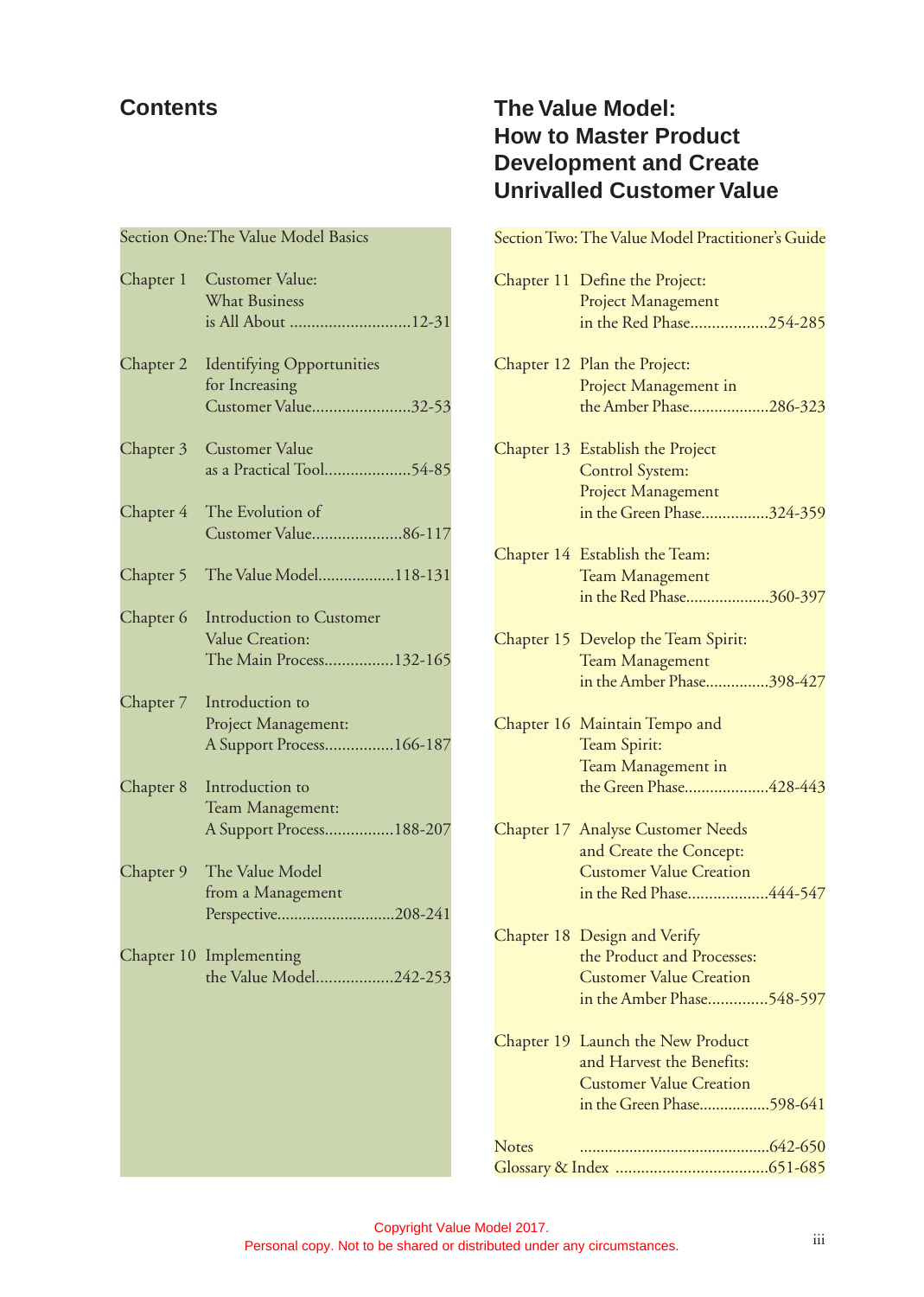# Contents

## The Value Model: How to Master Product Development and Create Unrivalled Customer Value

### Section One: The Value Model Basics

| Chapter | Title | Pages |
|---|---|---|
| Chapter 1 | Customer Value: What Business is All About | 12-31 |
| Chapter 2 | Identifying Opportunities for Increasing Customer Value | 32-53 |
| Chapter 3 | Customer Value as a Practical Tool | 54-85 |
| Chapter 4 | The Evolution of Customer Value | 86-117 |
| Chapter 5 | The Value Model | 118-131 |
| Chapter 6 | Introduction to Customer Value Creation: The Main Process | 132-165 |
| Chapter 7 | Introduction to Project Management: A Support Process | 166-187 |
| Chapter 8 | Introduction to Team Management: A Support Process | 188-207 |
| Chapter 9 | The Value Model from a Management Perspective | 208-241 |
| Chapter 10 | Implementing the Value Model | 242-253 |

### Section Two: The Value Model Practitioner's Guide

| Chapter | Title | Pages |
|---|---|---|
| Chapter 11 | Define the Project: Project Management in the Red Phase | 254-285 |
| Chapter 12 | Plan the Project: Project Management in the Amber Phase | 286-323 |
| Chapter 13 | Establish the Project Control System: Project Management in the Green Phase | 324-359 |
| Chapter 14 | Establish the Team: Team Management in the Red Phase | 360-397 |
| Chapter 15 | Develop the Team Spirit: Team Management in the Amber Phase | 398-427 |
| Chapter 16 | Maintain Tempo and Team Spirit: Team Management in the Green Phase | 428-443 |
| Chapter 17 | Analyse Customer Needs and Create the Concept: Customer Value Creation in the Red Phase | 444-547 |
| Chapter 18 | Design and Verify the Product and Processes: Customer Value Creation in the Amber Phase | 548-597 |
| Chapter 19 | Launch the New Product and Harvest the Benefits: Customer Value Creation in the Green Phase | 598-641 |
| Notes | | 642-650 |
| Glossary & Index | | 651-685 |

Copyright Value Model 2017.
Personal copy. Not to be shared or distributed under any circumstances.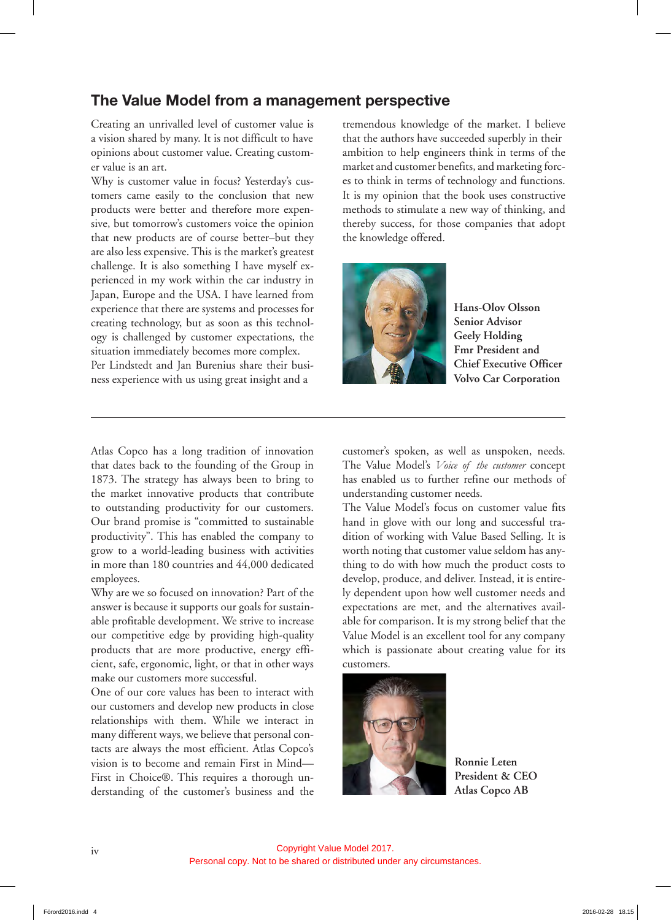## The Value Model from a management perspective

Creating an unrivalled level of customer value is a vision shared by many. It is not difficult to have opinions about customer value. Creating customer value is an art.

Why is customer value in focus? Yesterday's customers came easily to the conclusion that new products were better and therefore more expensive, but tomorrow's customers voice the opinion that new products are of course better–but they are also less expensive. This is the market's greatest challenge. It is also something I have myself experienced in my work within the car industry in Japan, Europe and the USA. I have learned from experience that there are systems and processes for creating technology, but as soon as this technology is challenged by customer expectations, the situation immediately becomes more complex.

Per Lindstedt and Jan Burenius share their business experience with us using great insight and a tremendous knowledge of the market. I believe that the authors have succeeded superbly in their ambition to help engineers think in terms of the market and customer benefits, and marketing forces to think in terms of technology and functions. It is my opinion that the book uses constructive methods to stimulate a new way of thinking, and thereby success, for those companies that adopt the knowledge offered.

**Hans-Olov Olsson**
**Senior Advisor**
**Geely Holding**
**Fmr President and Chief Executive Officer**
**Volvo Car Corporation**

---

Atlas Copco has a long tradition of innovation that dates back to the founding of the Group in 1873. The strategy has always been to bring to the market innovative products that contribute to outstanding productivity for our customers. Our brand promise is "committed to sustainable productivity". This has enabled the company to grow to a world-leading business with activities in more than 180 countries and 44,000 dedicated employees.

Why are we so focused on innovation? Part of the answer is because it supports our goals for sustainable profitable development. We strive to increase our competitive edge by providing high-quality products that are more productive, energy efficient, safe, ergonomic, light, or that in other ways make our customers more successful.

One of our core values has been to interact with our customers and develop new products in close relationships with them. While we interact in many different ways, we believe that personal contacts are always the most efficient. Atlas Copco's vision is to become and remain First in Mind—First in Choice®. This requires a thorough understanding of the customer's business and the customer's spoken, as well as unspoken, needs. The Value Model's *Voice of the customer* concept has enabled us to further refine our methods of understanding customer needs.

The Value Model's focus on customer value fits hand in glove with our long and successful tradition of working with Value Based Selling. It is worth noting that customer value seldom has anything to do with how much the product costs to develop, produce, and deliver. Instead, it is entirely dependent upon how well customer needs and expectations are met, and the alternatives available for comparison. It is my strong belief that the Value Model is an excellent tool for any company which is passionate about creating value for its customers.

**Ronnie Leten**
**President & CEO**
**Atlas Copco AB**

Copyright Value Model 2017.
Personal copy. Not to be shared or distributed under any circumstances.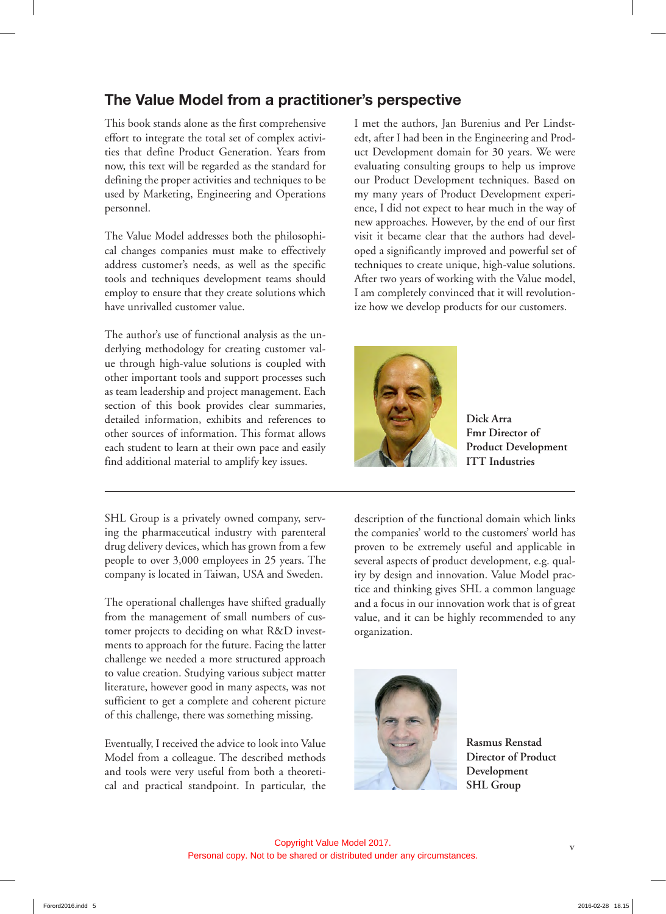## The Value Model from a practitioner's perspective

This book stands alone as the first comprehensive effort to integrate the total set of complex activities that define Product Generation. Years from now, this text will be regarded as the standard for defining the proper activities and techniques to be used by Marketing, Engineering and Operations personnel.

The Value Model addresses both the philosophical changes companies must make to effectively address customer's needs, as well as the specific tools and techniques development teams should employ to ensure that they create solutions which have unrivalled customer value.

The author's use of functional analysis as the underlying methodology for creating customer value through high-value solutions is coupled with other important tools and support processes such as team leadership and project management. Each section of this book provides clear summaries, detailed information, exhibits and references to other sources of information. This format allows each student to learn at their own pace and easily find additional material to amplify key issues.

I met the authors, Jan Burenius and Per Lindstedt, after I had been in the Engineering and Product Development domain for 30 years. We were evaluating consulting groups to help us improve our Product Development techniques. Based on my many years of Product Development experience, I did not expect to hear much in the way of new approaches. However, by the end of our first visit it became clear that the authors had developed a significantly improved and powerful set of techniques to create unique, high-value solutions. After two years of working with the Value model, I am completely convinced that it will revolutionize how we develop products for our customers.

**Dick Arra**
**Fmr Director of Product Development**
**ITT Industries**

---

SHL Group is a privately owned company, serving the pharmaceutical industry with parenteral drug delivery devices, which has grown from a few people to over 3,000 employees in 25 years. The company is located in Taiwan, USA and Sweden.

The operational challenges have shifted gradually from the management of small numbers of customer projects to deciding on what R&D investments to approach for the future. Facing the latter challenge we needed a more structured approach to value creation. Studying various subject matter literature, however good in many aspects, was not sufficient to get a complete and coherent picture of this challenge, there was something missing.

Eventually, I received the advice to look into Value Model from a colleague. The described methods and tools were very useful from both a theoretical and practical standpoint. In particular, the description of the functional domain which links the companies' world to the customers' world has proven to be extremely useful and applicable in several aspects of product development, e.g. quality by design and innovation. Value Model practice and thinking gives SHL a common language and a focus in our innovation work that is of great value, and it can be highly recommended to any organization.

**Rasmus Renstad**
**Director of Product Development**
**SHL Group**

Copyright Value Model 2017.
Personal copy. Not to be shared or distributed under any circumstances.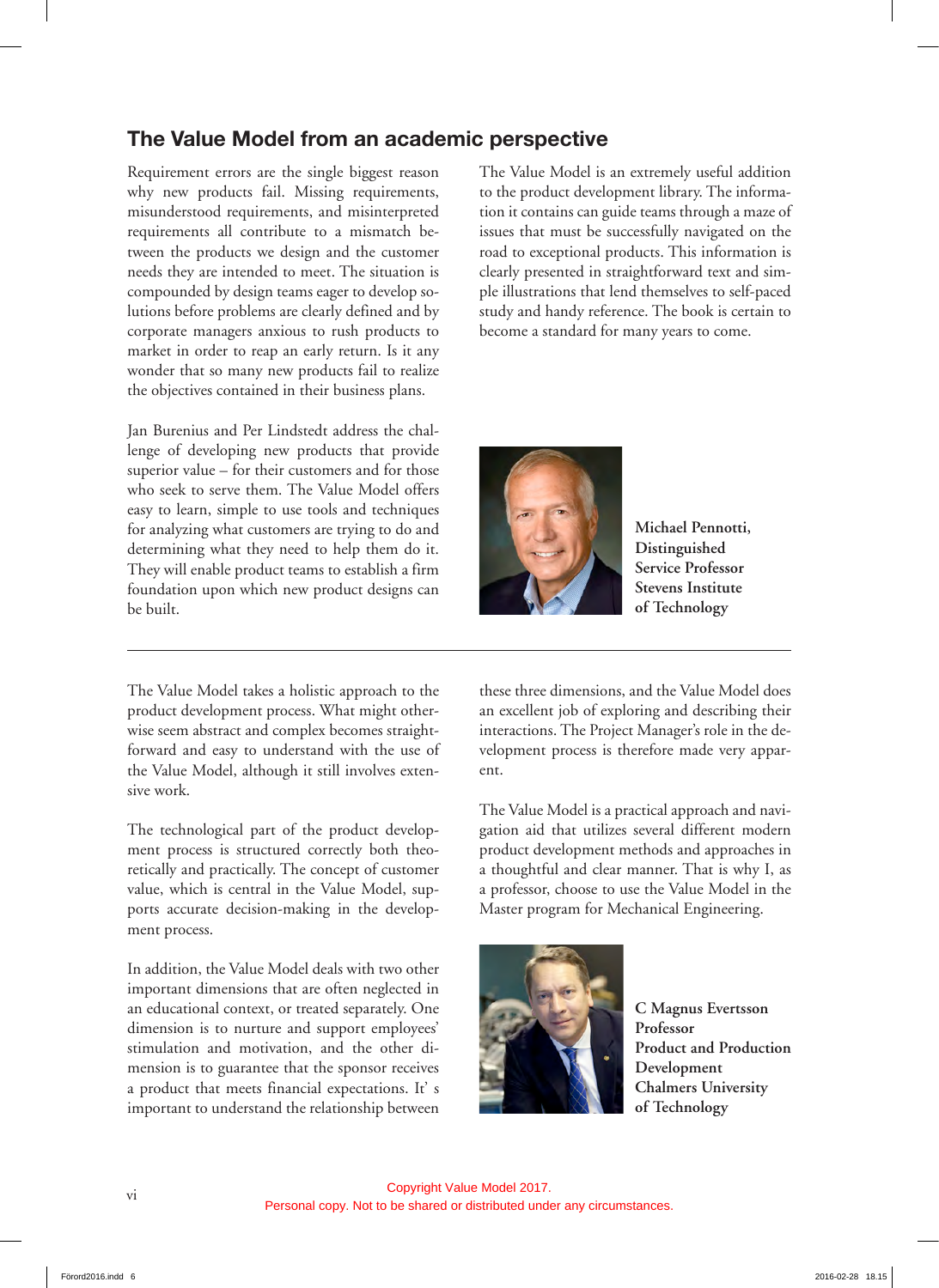## The Value Model from an academic perspective

Requirement errors are the single biggest reason why new products fail. Missing requirements, misunderstood requirements, and misinterpreted requirements all contribute to a mismatch between the products we design and the customer needs they are intended to meet. The situation is compounded by design teams eager to develop solutions before problems are clearly defined and by corporate managers anxious to rush products to market in order to reap an early return. Is it any wonder that so many new products fail to realize the objectives contained in their business plans.

Jan Burenius and Per Lindstedt address the challenge of developing new products that provide superior value – for their customers and for those who seek to serve them. The Value Model offers easy to learn, simple to use tools and techniques for analyzing what customers are trying to do and determining what they need to help them do it. They will enable product teams to establish a firm foundation upon which new product designs can be built.

The Value Model is an extremely useful addition to the product development library. The information it contains can guide teams through a maze of issues that must be successfully navigated on the road to exceptional products. This information is clearly presented in straightforward text and simple illustrations that lend themselves to self-paced study and handy reference. The book is certain to become a standard for many years to come.

**Michael Pennotti, Distinguished Service Professor Stevens Institute of Technology**

---

The Value Model takes a holistic approach to the product development process. What might otherwise seem abstract and complex becomes straightforward and easy to understand with the use of the Value Model, although it still involves extensive work.

The technological part of the product development process is structured correctly both theoretically and practically. The concept of customer value, which is central in the Value Model, supports accurate decision-making in the development process.

In addition, the Value Model deals with two other important dimensions that are often neglected in an educational context, or treated separately. One dimension is to nurture and support employees' stimulation and motivation, and the other dimension is to guarantee that the sponsor receives a product that meets financial expectations. It' s important to understand the relationship between these three dimensions, and the Value Model does an excellent job of exploring and describing their interactions. The Project Manager's role in the development process is therefore made very apparent.

The Value Model is a practical approach and navigation aid that utilizes several different modern product development methods and approaches in a thoughtful and clear manner. That is why I, as a professor, choose to use the Value Model in the Master program for Mechanical Engineering.

**C Magnus Evertsson Professor Product and Production Development Chalmers University of Technology**

Copyright Value Model 2017.
Personal copy. Not to be shared or distributed under any circumstances.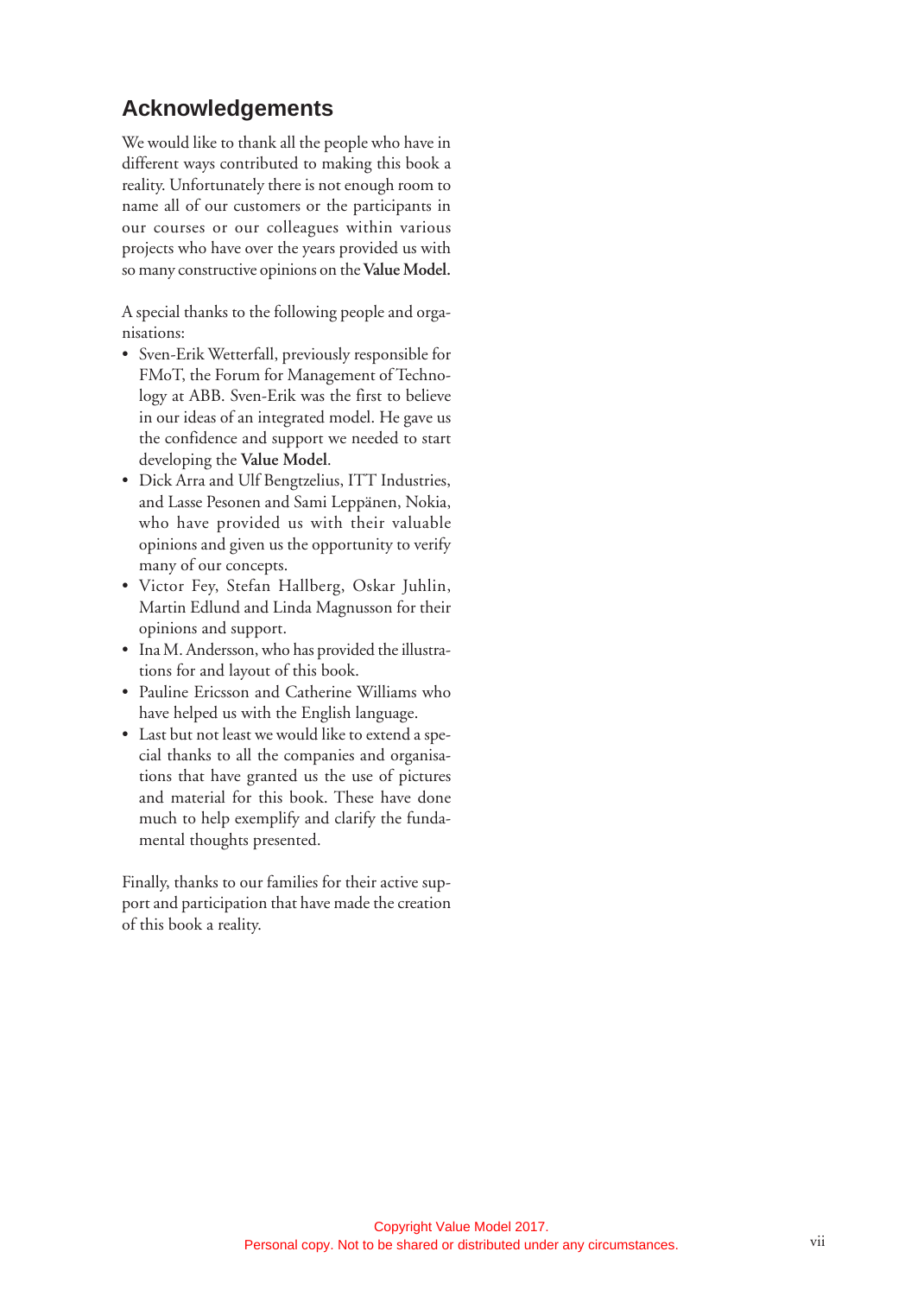## Acknowledgements

We would like to thank all the people who have in different ways contributed to making this book a reality. Unfortunately there is not enough room to name all of our customers or the participants in our courses or our colleagues within various projects who have over the years provided us with so many constructive opinions on the **Value Model.**

A special thanks to the following people and organisations:

- Sven-Erik Wetterfall, previously responsible for FMoT, the Forum for Management of Technology at ABB. Sven-Erik was the first to believe in our ideas of an integrated model. He gave us the confidence and support we needed to start developing the **Value Model**.
- Dick Arra and Ulf Bengtzelius, ITT Industries, and Lasse Pesonen and Sami Leppänen, Nokia, who have provided us with their valuable opinions and given us the opportunity to verify many of our concepts.
- Victor Fey, Stefan Hallberg, Oskar Juhlin, Martin Edlund and Linda Magnusson for their opinions and support.
- Ina M. Andersson, who has provided the illustrations for and layout of this book.
- Pauline Ericsson and Catherine Williams who have helped us with the English language.
- Last but not least we would like to extend a special thanks to all the companies and organisations that have granted us the use of pictures and material for this book. These have done much to help exemplify and clarify the fundamental thoughts presented.

Finally, thanks to our families for their active support and participation that have made the creation of this book a reality.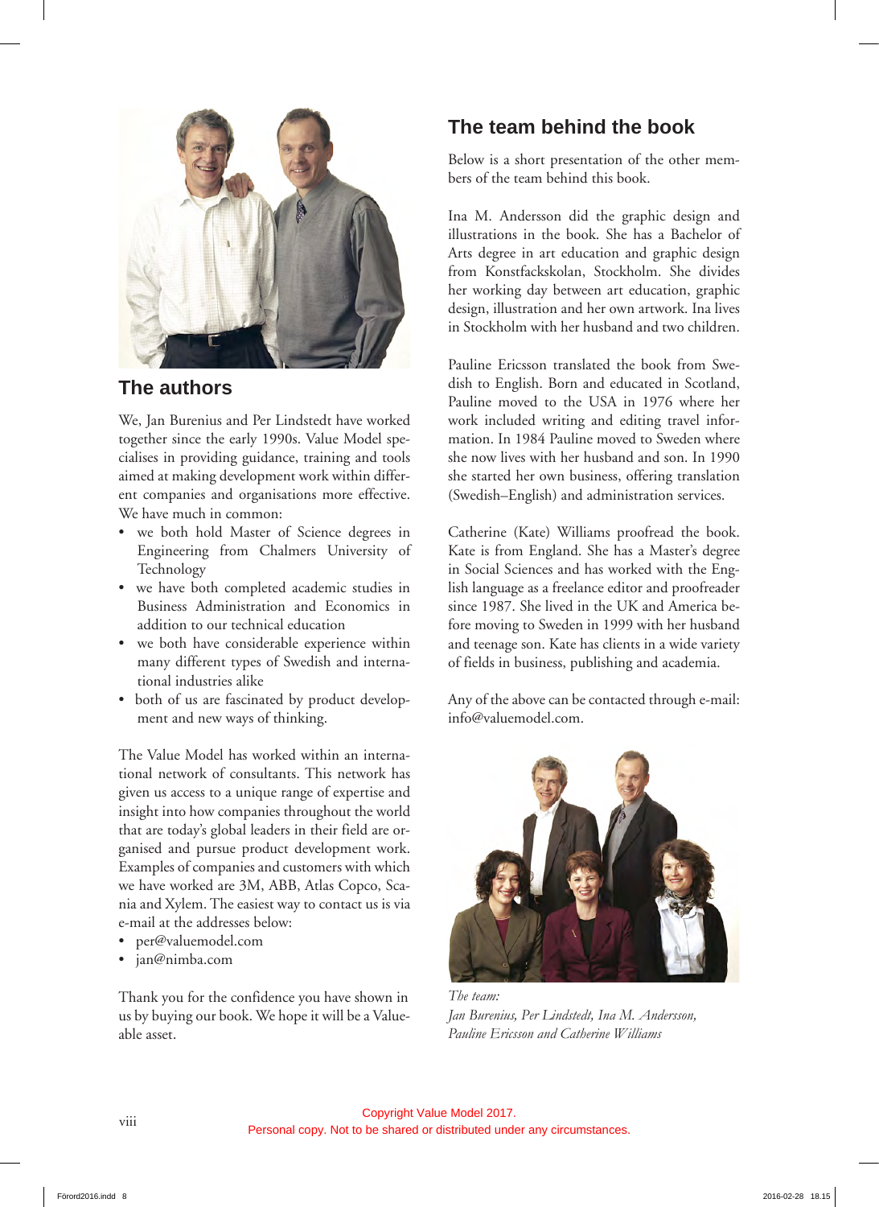## The authors

We, Jan Burenius and Per Lindstedt have worked together since the early 1990s. Value Model specialises in providing guidance, training and tools aimed at making development work within different companies and organisations more effective. We have much in common:

- we both hold Master of Science degrees in Engineering from Chalmers University of Technology
- we have both completed academic studies in Business Administration and Economics in addition to our technical education
- we both have considerable experience within many different types of Swedish and international industries alike
- both of us are fascinated by product development and new ways of thinking.

The Value Model has worked within an international network of consultants. This network has given us access to a unique range of expertise and insight into how companies throughout the world that are today's global leaders in their field are organised and pursue product development work. Examples of companies and customers with which we have worked are 3M, ABB, Atlas Copco, Scania and Xylem. The easiest way to contact us is via e-mail at the addresses below:

- per@valuemodel.com
- jan@nimba.com

Thank you for the confidence you have shown in us by buying our book. We hope it will be a Value-able asset.

## The team behind the book

Below is a short presentation of the other members of the team behind this book.

Ina M. Andersson did the graphic design and illustrations in the book. She has a Bachelor of Arts degree in art education and graphic design from Konstfackskolan, Stockholm. She divides her working day between art education, graphic design, illustration and her own artwork. Ina lives in Stockholm with her husband and two children.

Pauline Ericsson translated the book from Swedish to English. Born and educated in Scotland, Pauline moved to the USA in 1976 where her work included writing and editing travel information. In 1984 Pauline moved to Sweden where she now lives with her husband and son. In 1990 she started her own business, offering translation (Swedish–English) and administration services.

Catherine (Kate) Williams proofread the book. Kate is from England. She has a Master's degree in Social Sciences and has worked with the English language as a freelance editor and proofreader since 1987. She lived in the UK and America before moving to Sweden in 1999 with her husband and teenage son. Kate has clients in a wide variety of fields in business, publishing and academia.

Any of the above can be contacted through e-mail: info@valuemodel.com.

*The team:*
*Jan Burenius, Per Lindstedt, Ina M. Andersson, Pauline Ericsson and Catherine Williams*

Copyright Value Model 2017.
Personal copy. Not to be shared or distributed under any circumstances.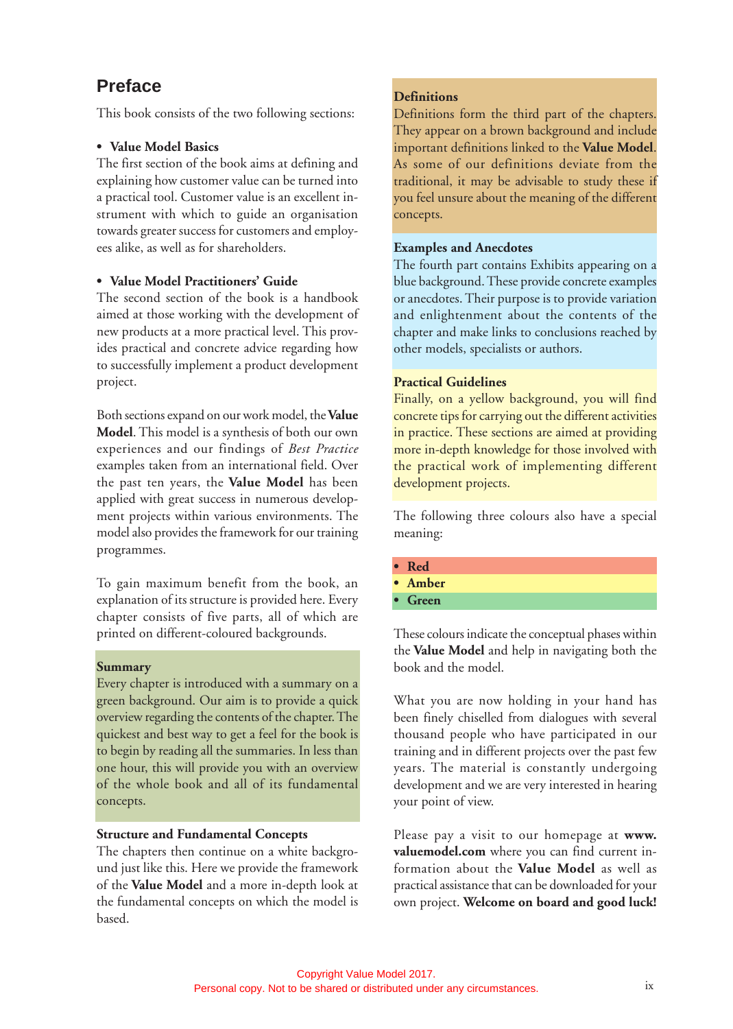# Preface

This book consists of the two following sections:

- **Value Model Basics**

The first section of the book aims at defining and explaining how customer value can be turned into a practical tool. Customer value is an excellent instrument with which to guide an organisation towards greater success for customers and employees alike, as well as for shareholders.

- **Value Model Practitioners' Guide**

The second section of the book is a handbook aimed at those working with the development of new products at a more practical level. This provides practical and concrete advice regarding how to successfully implement a product development project.

Both sections expand on our work model, the **Value Model**. This model is a synthesis of both our own experiences and our findings of *Best Practice* examples taken from an international field. Over the past ten years, the **Value Model** has been applied with great success in numerous development projects within various environments. The model also provides the framework for our training programmes.

To gain maximum benefit from the book, an explanation of its structure is provided here. Every chapter consists of five parts, all of which are printed on different-coloured backgrounds.

**Summary**

Every chapter is introduced with a summary on a green background. Our aim is to provide a quick overview regarding the contents of the chapter. The quickest and best way to get a feel for the book is to begin by reading all the summaries. In less than one hour, this will provide you with an overview of the whole book and all of its fundamental concepts.

**Structure and Fundamental Concepts**

The chapters then continue on a white background just like this. Here we provide the framework of the **Value Model** and a more in-depth look at the fundamental concepts on which the model is based.

**Definitions**

Definitions form the third part of the chapters. They appear on a brown background and include important definitions linked to the **Value Model**. As some of our definitions deviate from the traditional, it may be advisable to study these if you feel unsure about the meaning of the different concepts.

**Examples and Anecdotes**

The fourth part contains Exhibits appearing on a blue background. These provide concrete examples or anecdotes. Their purpose is to provide variation and enlightenment about the contents of the chapter and make links to conclusions reached by other models, specialists or authors.

**Practical Guidelines**

Finally, on a yellow background, you will find concrete tips for carrying out the different activities in practice. These sections are aimed at providing more in-depth knowledge for those involved with the practical work of implementing different development projects.

The following three colours also have a special meaning:

- **Red**
- **Amber**
- **Green**

These colours indicate the conceptual phases within the **Value Model** and help in navigating both the book and the model.

What you are now holding in your hand has been finely chiselled from dialogues with several thousand people who have participated in our training and in different projects over the past few years. The material is constantly undergoing development and we are very interested in hearing your point of view.

Please pay a visit to our homepage at **www.valuemodel.com** where you can find current information about the **Value Model** as well as practical assistance that can be downloaded for your own project. **Welcome on board and good luck!**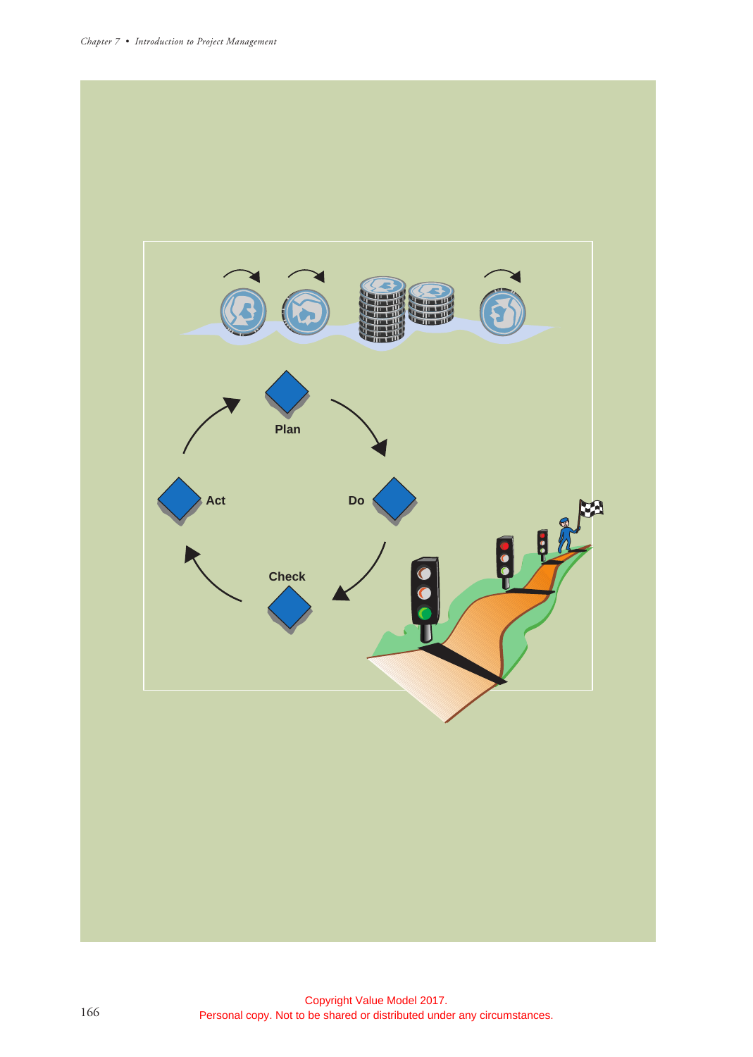Plan

Do

Check

Act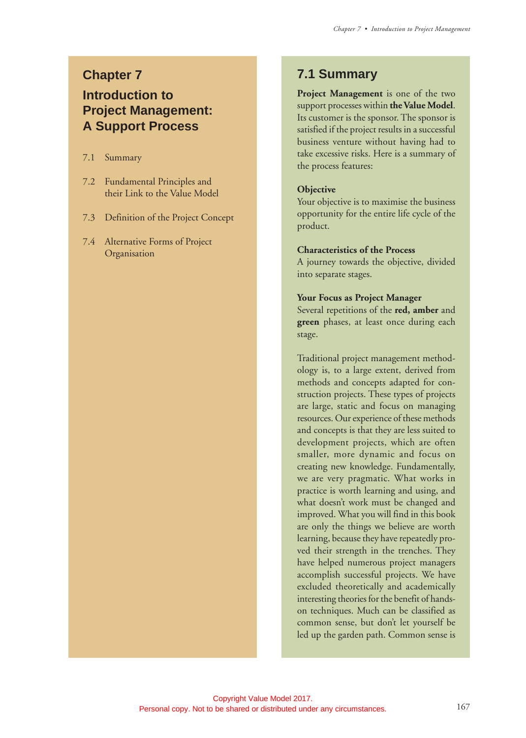# Chapter 7

# Introduction to Project Management: A Support Process

7.1 Summary

7.2 Fundamental Principles and their Link to the Value Model

7.3 Definition of the Project Concept

7.4 Alternative Forms of Project Organisation

## 7.1 Summary

**Project Management** is one of the two support processes within **the Value Model**. Its customer is the sponsor. The sponsor is satisfied if the project results in a successful business venture without having had to take excessive risks. Here is a summary of the process features:

**Objective**
Your objective is to maximise the business opportunity for the entire life cycle of the product.

**Characteristics of the Process**
A journey towards the objective, divided into separate stages.

**Your Focus as Project Manager**
Several repetitions of the **red, amber** and **green** phases, at least once during each stage.

Traditional project management methodology is, to a large extent, derived from methods and concepts adapted for construction projects. These types of projects are large, static and focus on managing resources. Our experience of these methods and concepts is that they are less suited to development projects, which are often smaller, more dynamic and focus on creating new knowledge. Fundamentally, we are very pragmatic. What works in practice is worth learning and using, and what doesn't work must be changed and improved. What you will find in this book are only the things we believe are worth learning, because they have repeatedly proved their strength in the trenches. They have helped numerous project managers accomplish successful projects. We have excluded theoretically and academically interesting theories for the benefit of hands-on techniques. Much can be classified as common sense, but don't let yourself be led up the garden path. Common sense is

Copyright Value Model 2017.
Personal copy. Not to be shared or distributed under any circumstances.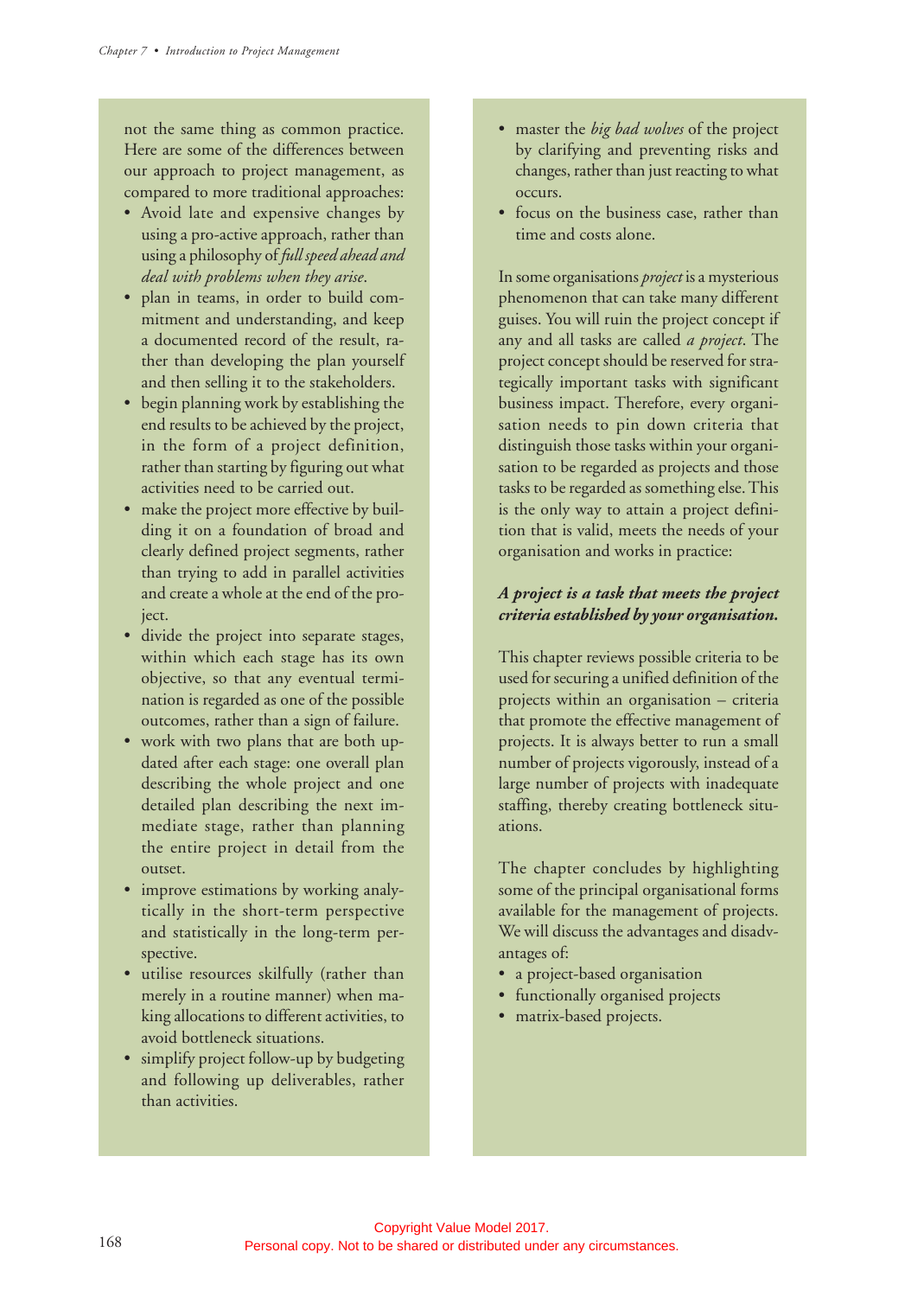not the same thing as common practice. Here are some of the differences between our approach to project management, as compared to more traditional approaches:

- Avoid late and expensive changes by using a pro-active approach, rather than using a philosophy of *full speed ahead and deal with problems when they arise*.
- plan in teams, in order to build commitment and understanding, and keep a documented record of the result, rather than developing the plan yourself and then selling it to the stakeholders.
- begin planning work by establishing the end results to be achieved by the project, in the form of a project definition, rather than starting by figuring out what activities need to be carried out.
- make the project more effective by building it on a foundation of broad and clearly defined project segments, rather than trying to add in parallel activities and create a whole at the end of the project.
- divide the project into separate stages, within which each stage has its own objective, so that any eventual termination is regarded as one of the possible outcomes, rather than a sign of failure.
- work with two plans that are both updated after each stage: one overall plan describing the whole project and one detailed plan describing the next immediate stage, rather than planning the entire project in detail from the outset.
- improve estimations by working analytically in the short-term perspective and statistically in the long-term perspective.
- utilise resources skilfully (rather than merely in a routine manner) when making allocations to different activities, to avoid bottleneck situations.
- simplify project follow-up by budgeting and following up deliverables, rather than activities.
- master the *big bad wolves* of the project by clarifying and preventing risks and changes, rather than just reacting to what occurs.
- focus on the business case, rather than time and costs alone.

In some organisations *project* is a mysterious phenomenon that can take many different guises. You will ruin the project concept if any and all tasks are called *a project*. The project concept should be reserved for strategically important tasks with significant business impact. Therefore, every organisation needs to pin down criteria that distinguish those tasks within your organisation to be regarded as projects and those tasks to be regarded as something else. This is the only way to attain a project definition that is valid, meets the needs of your organisation and works in practice:

***A project is a task that meets the project criteria established by your organisation.***

This chapter reviews possible criteria to be used for securing a unified definition of the projects within an organisation – criteria that promote the effective management of projects. It is always better to run a small number of projects vigorously, instead of a large number of projects with inadequate staffing, thereby creating bottleneck situations.

The chapter concludes by highlighting some of the principal organisational forms available for the management of projects. We will discuss the advantages and disadvantages of:

- a project-based organisation
- functionally organised projects
- matrix-based projects.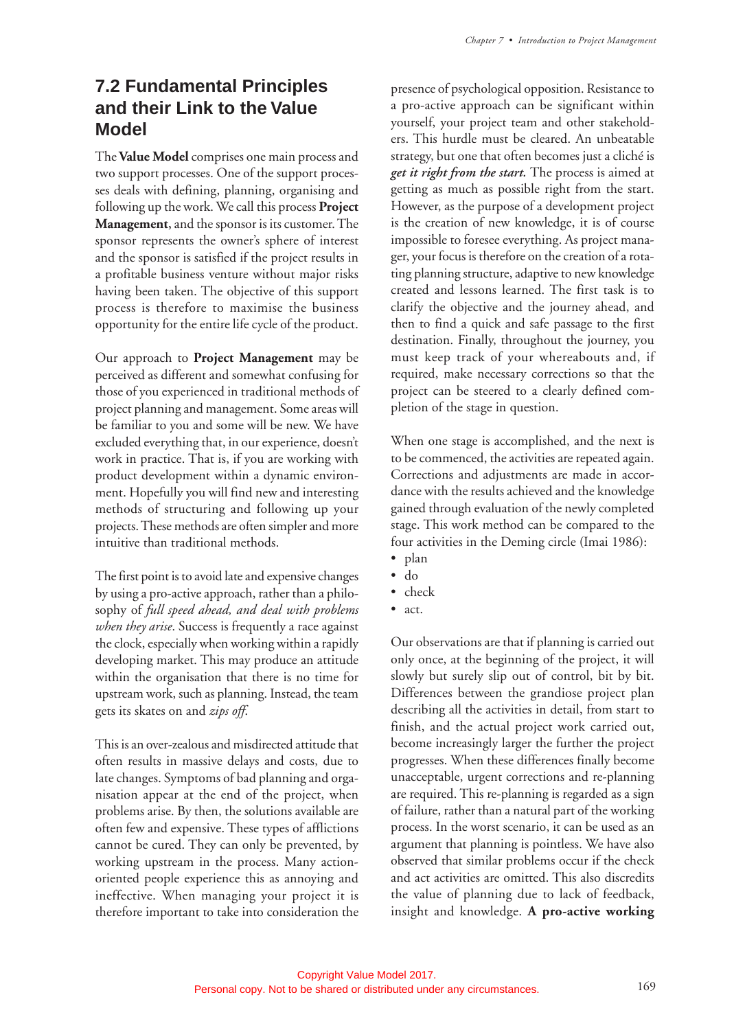## 7.2 Fundamental Principles and their Link to the Value Model

The **Value Model** comprises one main process and two support processes. One of the support processes deals with defining, planning, organising and following up the work. We call this process **Project Management,** and the sponsor is its customer. The sponsor represents the owner's sphere of interest and the sponsor is satisfied if the project results in a profitable business venture without major risks having been taken. The objective of this support process is therefore to maximise the business opportunity for the entire life cycle of the product.

Our approach to **Project Management** may be perceived as different and somewhat confusing for those of you experienced in traditional methods of project planning and management. Some areas will be familiar to you and some will be new. We have excluded everything that, in our experience, doesn't work in practice. That is, if you are working with product development within a dynamic environment. Hopefully you will find new and interesting methods of structuring and following up your projects. These methods are often simpler and more intuitive than traditional methods.

The first point is to avoid late and expensive changes by using a pro-active approach, rather than a philosophy of *full speed ahead, and deal with problems when they arise*. Success is frequently a race against the clock, especially when working within a rapidly developing market. This may produce an attitude within the organisation that there is no time for upstream work, such as planning. Instead, the team gets its skates on and *zips off*.

This is an over-zealous and misdirected attitude that often results in massive delays and costs, due to late changes. Symptoms of bad planning and organisation appear at the end of the project, when problems arise. By then, the solutions available are often few and expensive. These types of afflictions cannot be cured. They can only be prevented, by working upstream in the process. Many action-oriented people experience this as annoying and ineffective. When managing your project it is therefore important to take into consideration the presence of psychological opposition. Resistance to a pro-active approach can be significant within yourself, your project team and other stakeholders. This hurdle must be cleared. An unbeatable strategy, but one that often becomes just a cliché is ***get it right from the start.*** The process is aimed at getting as much as possible right from the start. However, as the purpose of a development project is the creation of new knowledge, it is of course impossible to foresee everything. As project manager, your focus is therefore on the creation of a rotating planning structure, adaptive to new knowledge created and lessons learned. The first task is to clarify the objective and the journey ahead, and then to find a quick and safe passage to the first destination. Finally, throughout the journey, you must keep track of your whereabouts and, if required, make necessary corrections so that the project can be steered to a clearly defined completion of the stage in question.

When one stage is accomplished, and the next is to be commenced, the activities are repeated again. Corrections and adjustments are made in accordance with the results achieved and the knowledge gained through evaluation of the newly completed stage. This work method can be compared to the four activities in the Deming circle (Imai 1986):

- plan
- do
- check
- act.

Our observations are that if planning is carried out only once, at the beginning of the project, it will slowly but surely slip out of control, bit by bit. Differences between the grandiose project plan describing all the activities in detail, from start to finish, and the actual project work carried out, become increasingly larger the further the project progresses. When these differences finally become unacceptable, urgent corrections and re-planning are required. This re-planning is regarded as a sign of failure, rather than a natural part of the working process. In the worst scenario, it can be used as an argument that planning is pointless. We have also observed that similar problems occur if the check and act activities are omitted. This also discredits the value of planning due to lack of feedback, insight and knowledge. **A pro-active working**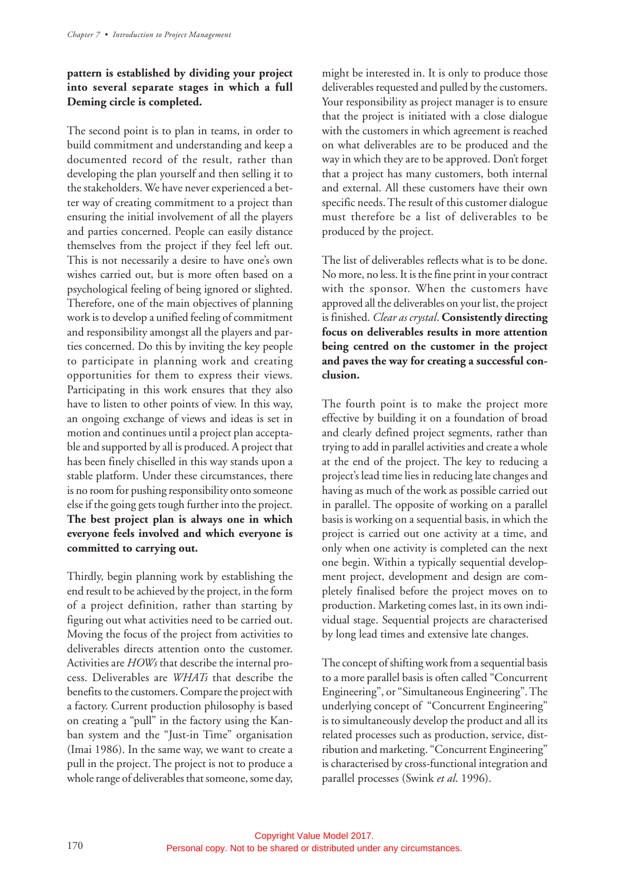**pattern is established by dividing your project into several separate stages in which a full Deming circle is completed.**

The second point is to plan in teams, in order to build commitment and understanding and keep a documented record of the result, rather than developing the plan yourself and then selling it to the stakeholders. We have never experienced a better way of creating commitment to a project than ensuring the initial involvement of all the players and parties concerned. People can easily distance themselves from the project if they feel left out. This is not necessarily a desire to have one's own wishes carried out, but is more often based on a psychological feeling of being ignored or slighted. Therefore, one of the main objectives of planning work is to develop a unified feeling of commitment and responsibility amongst all the players and parties concerned. Do this by inviting the key people to participate in planning work and creating opportunities for them to express their views. Participating in this work ensures that they also have to listen to other points of view. In this way, an ongoing exchange of views and ideas is set in motion and continues until a project plan acceptable and supported by all is produced. A project that has been finely chiselled in this way stands upon a stable platform. Under these circumstances, there is no room for pushing responsibility onto someone else if the going gets tough further into the project. **The best project plan is always one in which everyone feels involved and which everyone is committed to carrying out.**

Thirdly, begin planning work by establishing the end result to be achieved by the project, in the form of a project definition, rather than starting by figuring out what activities need to be carried out. Moving the focus of the project from activities to deliverables directs attention onto the customer. Activities are *HOWs* that describe the internal process. Deliverables are *WHATs* that describe the benefits to the customers. Compare the project with a factory. Current production philosophy is based on creating a "pull" in the factory using the Kanban system and the "Just-in Time" organisation (Imai 1986). In the same way, we want to create a pull in the project. The project is not to produce a whole range of deliverables that someone, some day, might be interested in. It is only to produce those deliverables requested and pulled by the customers. Your responsibility as project manager is to ensure that the project is initiated with a close dialogue with the customers in which agreement is reached on what deliverables are to be produced and the way in which they are to be approved. Don't forget that a project has many customers, both internal and external. All these customers have their own specific needs. The result of this customer dialogue must therefore be a list of deliverables to be produced by the project.

The list of deliverables reflects what is to be done. No more, no less. It is the fine print in your contract with the sponsor. When the customers have approved all the deliverables on your list, the project is finished. *Clear as crystal.* **Consistently directing focus on deliverables results in more attention being centred on the customer in the project and paves the way for creating a successful conclusion.**

The fourth point is to make the project more effective by building it on a foundation of broad and clearly defined project segments, rather than trying to add in parallel activities and create a whole at the end of the project. The key to reducing a project's lead time lies in reducing late changes and having as much of the work as possible carried out in parallel. The opposite of working on a parallel basis is working on a sequential basis, in which the project is carried out one activity at a time, and only when one activity is completed can the next one begin. Within a typically sequential development project, development and design are completely finalised before the project moves on to production. Marketing comes last, in its own individual stage. Sequential projects are characterised by long lead times and extensive late changes.

The concept of shifting work from a sequential basis to a more parallel basis is often called "Concurrent Engineering", or "Simultaneous Engineering". The underlying concept of "Concurrent Engineering" is to simultaneously develop the product and all its related processes such as production, service, distribution and marketing. "Concurrent Engineering" is characterised by cross-functional integration and parallel processes (Swink *et al.* 1996).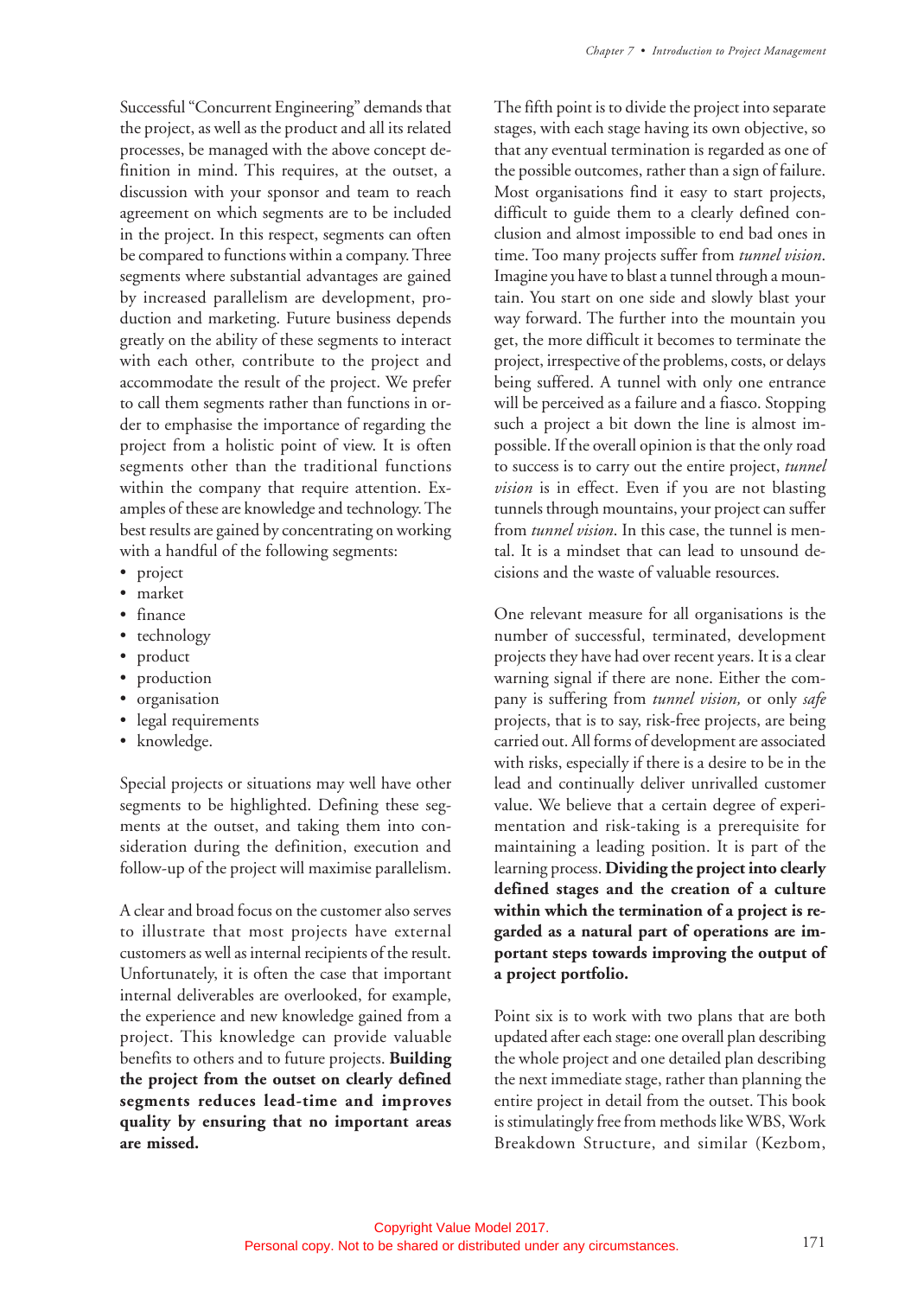Successful "Concurrent Engineering" demands that the project, as well as the product and all its related processes, be managed with the above concept definition in mind. This requires, at the outset, a discussion with your sponsor and team to reach agreement on which segments are to be included in the project. In this respect, segments can often be compared to functions within a company. Three segments where substantial advantages are gained by increased parallelism are development, production and marketing. Future business depends greatly on the ability of these segments to interact with each other, contribute to the project and accommodate the result of the project. We prefer to call them segments rather than functions in order to emphasise the importance of regarding the project from a holistic point of view. It is often segments other than the traditional functions within the company that require attention. Examples of these are knowledge and technology. The best results are gained by concentrating on working with a handful of the following segments:

- project
- market
- finance
- technology
- product
- production
- organisation
- legal requirements
- knowledge.

Special projects or situations may well have other segments to be highlighted. Defining these segments at the outset, and taking them into consideration during the definition, execution and follow-up of the project will maximise parallelism.

A clear and broad focus on the customer also serves to illustrate that most projects have external customers as well as internal recipients of the result. Unfortunately, it is often the case that important internal deliverables are overlooked, for example, the experience and new knowledge gained from a project. This knowledge can provide valuable benefits to others and to future projects. **Building the project from the outset on clearly defined segments reduces lead-time and improves quality by ensuring that no important areas are missed.**

The fifth point is to divide the project into separate stages, with each stage having its own objective, so that any eventual termination is regarded as one of the possible outcomes, rather than a sign of failure. Most organisations find it easy to start projects, difficult to guide them to a clearly defined conclusion and almost impossible to end bad ones in time. Too many projects suffer from *tunnel vision*. Imagine you have to blast a tunnel through a mountain. You start on one side and slowly blast your way forward. The further into the mountain you get, the more difficult it becomes to terminate the project, irrespective of the problems, costs, or delays being suffered. A tunnel with only one entrance will be perceived as a failure and a fiasco. Stopping such a project a bit down the line is almost impossible. If the overall opinion is that the only road to success is to carry out the entire project, *tunnel vision* is in effect. Even if you are not blasting tunnels through mountains, your project can suffer from *tunnel vision*. In this case, the tunnel is mental. It is a mindset that can lead to unsound decisions and the waste of valuable resources.

One relevant measure for all organisations is the number of successful, terminated, development projects they have had over recent years. It is a clear warning signal if there are none. Either the company is suffering from *tunnel vision,* or only *safe* projects, that is to say, risk-free projects, are being carried out. All forms of development are associated with risks, especially if there is a desire to be in the lead and continually deliver unrivalled customer value. We believe that a certain degree of experimentation and risk-taking is a prerequisite for maintaining a leading position. It is part of the learning process. **Dividing the project into clearly defined stages and the creation of a culture within which the termination of a project is regarded as a natural part of operations are important steps towards improving the output of a project portfolio.**

Point six is to work with two plans that are both updated after each stage: one overall plan describing the whole project and one detailed plan describing the next immediate stage, rather than planning the entire project in detail from the outset. This book is stimulatingly free from methods like WBS, Work Breakdown Structure, and similar (Kezbom,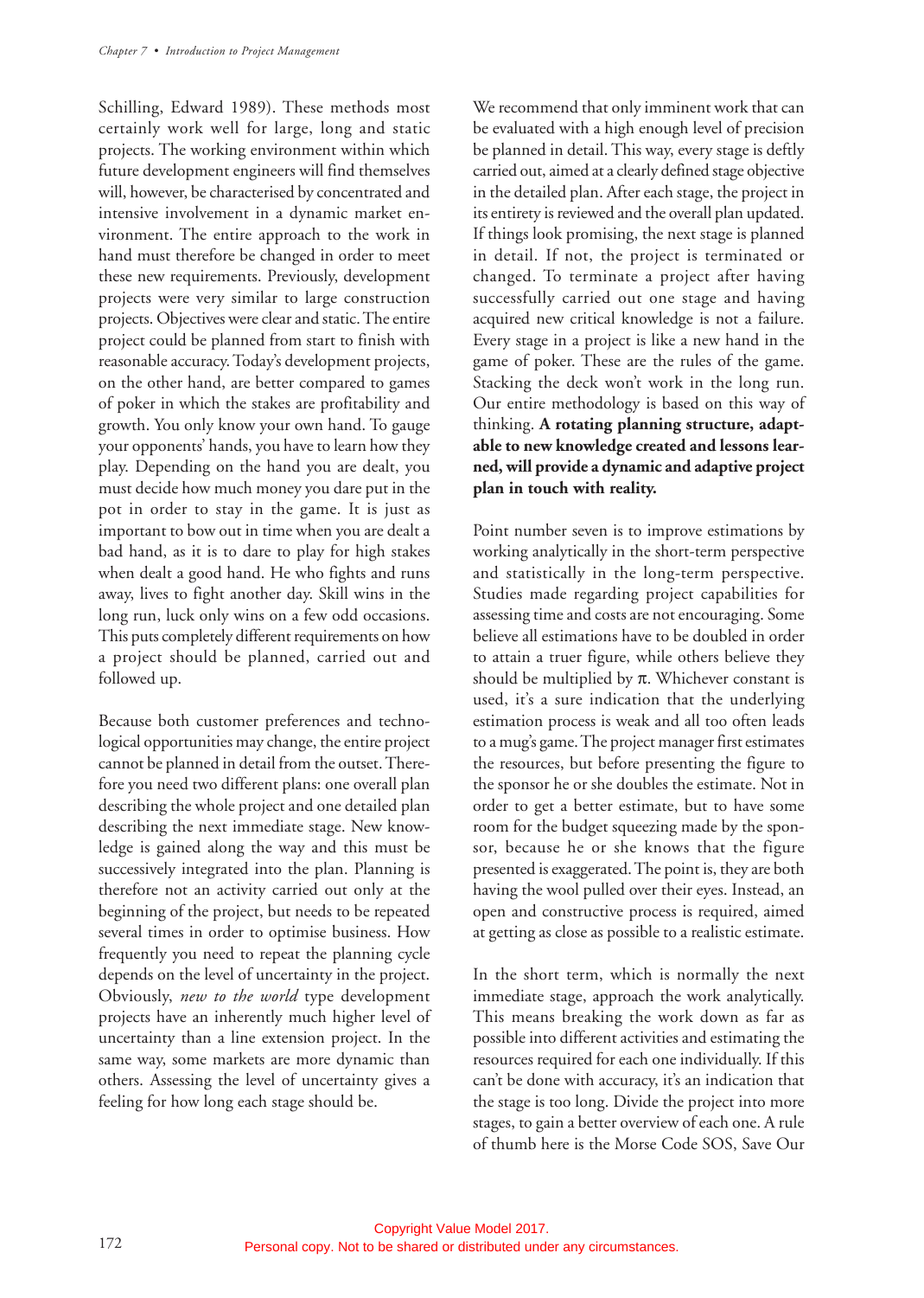Schilling, Edward 1989). These methods most certainly work well for large, long and static projects. The working environment within which future development engineers will find themselves will, however, be characterised by concentrated and intensive involvement in a dynamic market environment. The entire approach to the work in hand must therefore be changed in order to meet these new requirements. Previously, development projects were very similar to large construction projects. Objectives were clear and static. The entire project could be planned from start to finish with reasonable accuracy. Today's development projects, on the other hand, are better compared to games of poker in which the stakes are profitability and growth. You only know your own hand. To gauge your opponents' hands, you have to learn how they play. Depending on the hand you are dealt, you must decide how much money you dare put in the pot in order to stay in the game. It is just as important to bow out in time when you are dealt a bad hand, as it is to dare to play for high stakes when dealt a good hand. He who fights and runs away, lives to fight another day. Skill wins in the long run, luck only wins on a few odd occasions. This puts completely different requirements on how a project should be planned, carried out and followed up.

Because both customer preferences and technological opportunities may change, the entire project cannot be planned in detail from the outset. Therefore you need two different plans: one overall plan describing the whole project and one detailed plan describing the next immediate stage. New knowledge is gained along the way and this must be successively integrated into the plan. Planning is therefore not an activity carried out only at the beginning of the project, but needs to be repeated several times in order to optimise business. How frequently you need to repeat the planning cycle depends on the level of uncertainty in the project. Obviously, *new to the world* type development projects have an inherently much higher level of uncertainty than a line extension project. In the same way, some markets are more dynamic than others. Assessing the level of uncertainty gives a feeling for how long each stage should be.

We recommend that only imminent work that can be evaluated with a high enough level of precision be planned in detail. This way, every stage is deftly carried out, aimed at a clearly defined stage objective in the detailed plan. After each stage, the project in its entirety is reviewed and the overall plan updated. If things look promising, the next stage is planned in detail. If not, the project is terminated or changed. To terminate a project after having successfully carried out one stage and having acquired new critical knowledge is not a failure. Every stage in a project is like a new hand in the game of poker. These are the rules of the game. Stacking the deck won't work in the long run. Our entire methodology is based on this way of thinking. **A rotating planning structure, adaptable to new knowledge created and lessons learned, will provide a dynamic and adaptive project plan in touch with reality.**

Point number seven is to improve estimations by working analytically in the short-term perspective and statistically in the long-term perspective. Studies made regarding project capabilities for assessing time and costs are not encouraging. Some believe all estimations have to be doubled in order to attain a truer figure, while others believe they should be multiplied by $\pi$. Whichever constant is used, it's a sure indication that the underlying estimation process is weak and all too often leads to a mug's game. The project manager first estimates the resources, but before presenting the figure to the sponsor he or she doubles the estimate. Not in order to get a better estimate, but to have some room for the budget squeezing made by the sponsor, because he or she knows that the figure presented is exaggerated. The point is, they are both having the wool pulled over their eyes. Instead, an open and constructive process is required, aimed at getting as close as possible to a realistic estimate.

In the short term, which is normally the next immediate stage, approach the work analytically. This means breaking the work down as far as possible into different activities and estimating the resources required for each one individually. If this can't be done with accuracy, it's an indication that the stage is too long. Divide the project into more stages, to gain a better overview of each one. A rule of thumb here is the Morse Code SOS, Save Our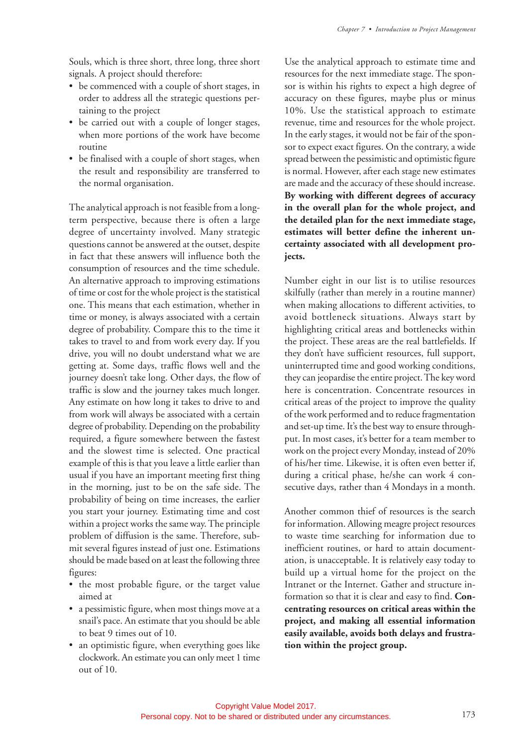Souls, which is three short, three long, three short signals. A project should therefore:

- be commenced with a couple of short stages, in order to address all the strategic questions pertaining to the project
- be carried out with a couple of longer stages, when more portions of the work have become routine
- be finalised with a couple of short stages, when the result and responsibility are transferred to the normal organisation.

The analytical approach is not feasible from a long-term perspective, because there is often a large degree of uncertainty involved. Many strategic questions cannot be answered at the outset, despite in fact that these answers will influence both the consumption of resources and the time schedule. An alternative approach to improving estimations of time or cost for the whole project is the statistical one. This means that each estimation, whether in time or money, is always associated with a certain degree of probability. Compare this to the time it takes to travel to and from work every day. If you drive, you will no doubt understand what we are getting at. Some days, traffic flows well and the journey doesn't take long. Other days, the flow of traffic is slow and the journey takes much longer. Any estimate on how long it takes to drive to and from work will always be associated with a certain degree of probability. Depending on the probability required, a figure somewhere between the fastest and the slowest time is selected. One practical example of this is that you leave a little earlier than usual if you have an important meeting first thing in the morning, just to be on the safe side. The probability of being on time increases, the earlier you start your journey. Estimating time and cost within a project works the same way. The principle problem of diffusion is the same. Therefore, submit several figures instead of just one. Estimations should be made based on at least the following three figures:

- the most probable figure, or the target value aimed at
- a pessimistic figure, when most things move at a snail's pace. An estimate that you should be able to beat 9 times out of 10.
- an optimistic figure, when everything goes like clockwork. An estimate you can only meet 1 time out of 10.

Use the analytical approach to estimate time and resources for the next immediate stage. The sponsor is within his rights to expect a high degree of accuracy on these figures, maybe plus or minus 10%. Use the statistical approach to estimate revenue, time and resources for the whole project. In the early stages, it would not be fair of the sponsor to expect exact figures. On the contrary, a wide spread between the pessimistic and optimistic figure is normal. However, after each stage new estimates are made and the accuracy of these should increase. **By working with different degrees of accuracy in the overall plan for the whole project, and the detailed plan for the next immediate stage, estimates will better define the inherent uncertainty associated with all development projects.**

Number eight in our list is to utilise resources skilfully (rather than merely in a routine manner) when making allocations to different activities, to avoid bottleneck situations. Always start by highlighting critical areas and bottlenecks within the project. These areas are the real battlefields. If they don't have sufficient resources, full support, uninterrupted time and good working conditions, they can jeopardise the entire project. The key word here is concentration. Concentrate resources in critical areas of the project to improve the quality of the work performed and to reduce fragmentation and set-up time. It's the best way to ensure throughput. In most cases, it's better for a team member to work on the project every Monday, instead of 20% of his/her time. Likewise, it is often even better if, during a critical phase, he/she can work 4 consecutive days, rather than 4 Mondays in a month.

Another common thief of resources is the search for information. Allowing meagre project resources to waste time searching for information due to inefficient routines, or hard to attain documentation, is unacceptable. It is relatively easy today to build up a virtual home for the project on the Intranet or the Internet. Gather and structure information so that it is clear and easy to find. **Concentrating resources on critical areas within the project, and making all essential information easily available, avoids both delays and frustration within the project group.**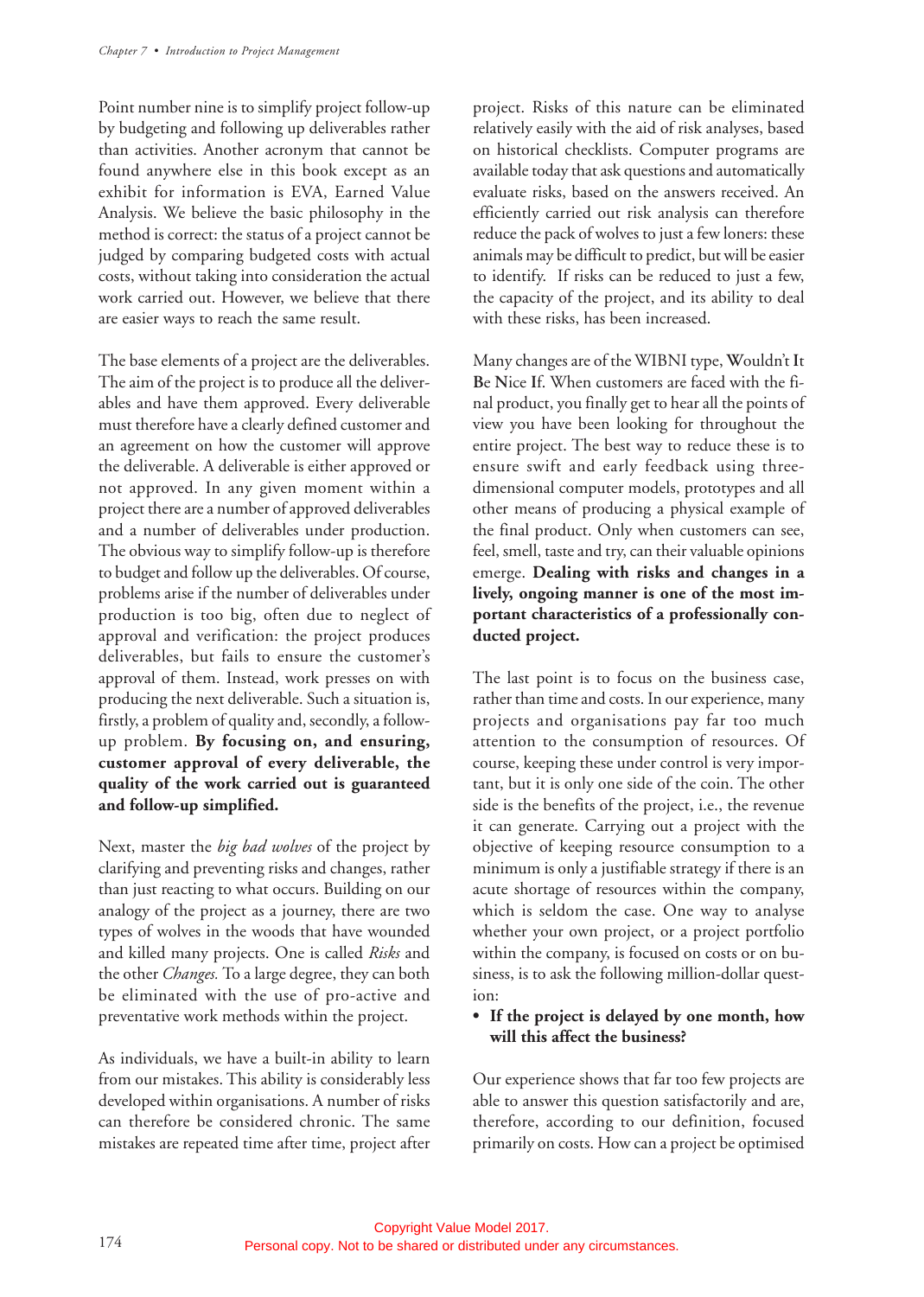Point number nine is to simplify project follow-up by budgeting and following up deliverables rather than activities. Another acronym that cannot be found anywhere else in this book except as an exhibit for information is EVA, Earned Value Analysis. We believe the basic philosophy in the method is correct: the status of a project cannot be judged by comparing budgeted costs with actual costs, without taking into consideration the actual work carried out. However, we believe that there are easier ways to reach the same result.

The base elements of a project are the deliverables. The aim of the project is to produce all the deliverables and have them approved. Every deliverable must therefore have a clearly defined customer and an agreement on how the customer will approve the deliverable. A deliverable is either approved or not approved. In any given moment within a project there are a number of approved deliverables and a number of deliverables under production. The obvious way to simplify follow-up is therefore to budget and follow up the deliverables. Of course, problems arise if the number of deliverables under production is too big, often due to neglect of approval and verification: the project produces deliverables, but fails to ensure the customer's approval of them. Instead, work presses on with producing the next deliverable. Such a situation is, firstly, a problem of quality and, secondly, a follow-up problem. **By focusing on, and ensuring, customer approval of every deliverable, the quality of the work carried out is guaranteed and follow-up simplified.**

Next, master the *big bad wolves* of the project by clarifying and preventing risks and changes, rather than just reacting to what occurs. Building on our analogy of the project as a journey, there are two types of wolves in the woods that have wounded and killed many projects. One is called *Risks* and the other *Changes.* To a large degree, they can both be eliminated with the use of pro-active and preventative work methods within the project.

As individuals, we have a built-in ability to learn from our mistakes. This ability is considerably less developed within organisations. A number of risks can therefore be considered chronic. The same mistakes are repeated time after time, project after project. Risks of this nature can be eliminated relatively easily with the aid of risk analyses, based on historical checklists. Computer programs are available today that ask questions and automatically evaluate risks, based on the answers received. An efficiently carried out risk analysis can therefore reduce the pack of wolves to just a few loners: these animals may be difficult to predict, but will be easier to identify. If risks can be reduced to just a few, the capacity of the project, and its ability to deal with these risks, has been increased.

Many changes are of the WIBNI type, **W**ouldn't **I**t **B**e **N**ice **I**f. When customers are faced with the final product, you finally get to hear all the points of view you have been looking for throughout the entire project. The best way to reduce these is to ensure swift and early feedback using three-dimensional computer models, prototypes and all other means of producing a physical example of the final product. Only when customers can see, feel, smell, taste and try, can their valuable opinions emerge. **Dealing with risks and changes in a lively, ongoing manner is one of the most important characteristics of a professionally conducted project.**

The last point is to focus on the business case, rather than time and costs. In our experience, many projects and organisations pay far too much attention to the consumption of resources. Of course, keeping these under control is very important, but it is only one side of the coin. The other side is the benefits of the project, i.e., the revenue it can generate. Carrying out a project with the objective of keeping resource consumption to a minimum is only a justifiable strategy if there is an acute shortage of resources within the company, which is seldom the case. One way to analyse whether your own project, or a project portfolio within the company, is focused on costs or on business, is to ask the following million-dollar question:

- **If the project is delayed by one month, how will this affect the business?**

Our experience shows that far too few projects are able to answer this question satisfactorily and are, therefore, according to our definition, focused primarily on costs. How can a project be optimised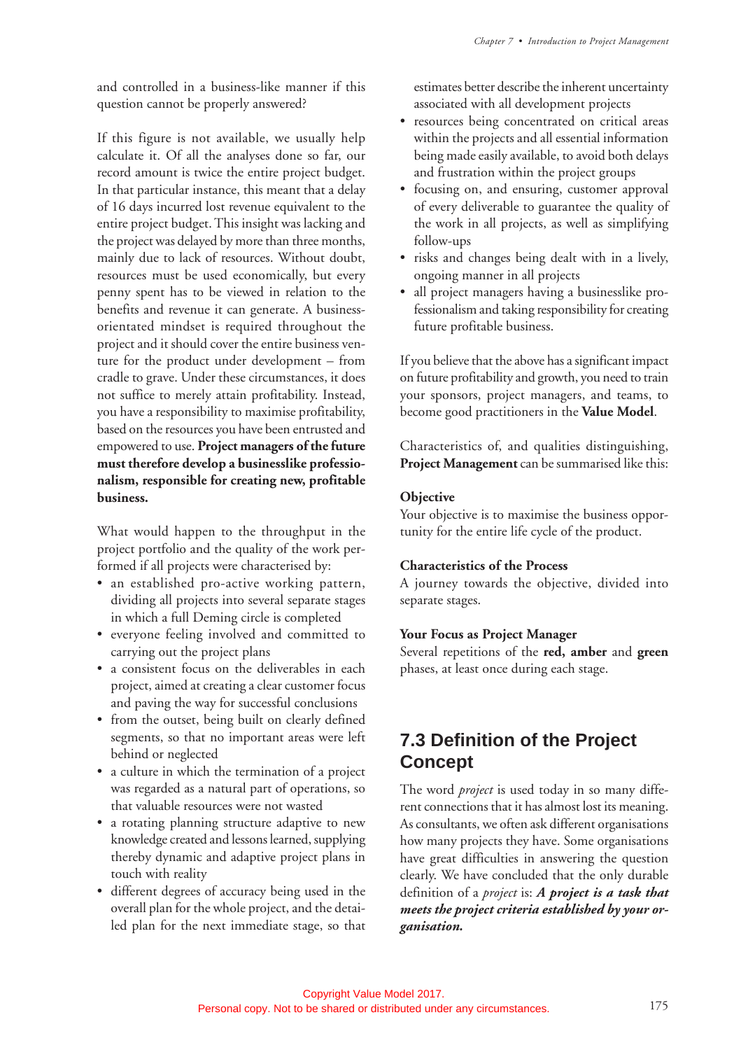and controlled in a business-like manner if this question cannot be properly answered?

If this figure is not available, we usually help calculate it. Of all the analyses done so far, our record amount is twice the entire project budget. In that particular instance, this meant that a delay of 16 days incurred lost revenue equivalent to the entire project budget. This insight was lacking and the project was delayed by more than three months, mainly due to lack of resources. Without doubt, resources must be used economically, but every penny spent has to be viewed in relation to the benefits and revenue it can generate. A business-orientated mindset is required throughout the project and it should cover the entire business venture for the product under development – from cradle to grave. Under these circumstances, it does not suffice to merely attain profitability. Instead, you have a responsibility to maximise profitability, based on the resources you have been entrusted and empowered to use. **Project managers of the future must therefore develop a businesslike professionalism, responsible for creating new, profitable business.**

What would happen to the throughput in the project portfolio and the quality of the work performed if all projects were characterised by:

- an established pro-active working pattern, dividing all projects into several separate stages in which a full Deming circle is completed
- everyone feeling involved and committed to carrying out the project plans
- a consistent focus on the deliverables in each project, aimed at creating a clear customer focus and paving the way for successful conclusions
- from the outset, being built on clearly defined segments, so that no important areas were left behind or neglected
- a culture in which the termination of a project was regarded as a natural part of operations, so that valuable resources were not wasted
- a rotating planning structure adaptive to new knowledge created and lessons learned, supplying thereby dynamic and adaptive project plans in touch with reality
- different degrees of accuracy being used in the overall plan for the whole project, and the detailed plan for the next immediate stage, so that estimates better describe the inherent uncertainty associated with all development projects
- resources being concentrated on critical areas within the projects and all essential information being made easily available, to avoid both delays and frustration within the project groups
- focusing on, and ensuring, customer approval of every deliverable to guarantee the quality of the work in all projects, as well as simplifying follow-ups
- risks and changes being dealt with in a lively, ongoing manner in all projects
- all project managers having a businesslike professionalism and taking responsibility for creating future profitable business.

If you believe that the above has a significant impact on future profitability and growth, you need to train your sponsors, project managers, and teams, to become good practitioners in the **Value Model**.

Characteristics of, and qualities distinguishing, **Project Management** can be summarised like this:

**Objective**
Your objective is to maximise the business opportunity for the entire life cycle of the product.

**Characteristics of the Process**
A journey towards the objective, divided into separate stages.

**Your Focus as Project Manager**
Several repetitions of the **red, amber** and **green** phases, at least once during each stage.

## 7.3 Definition of the Project Concept

The word *project* is used today in so many different connections that it has almost lost its meaning. As consultants, we often ask different organisations how many projects they have. Some organisations have great difficulties in answering the question clearly. We have concluded that the only durable definition of a *project* is: ***A project is a task that meets the project criteria established by your organisation.***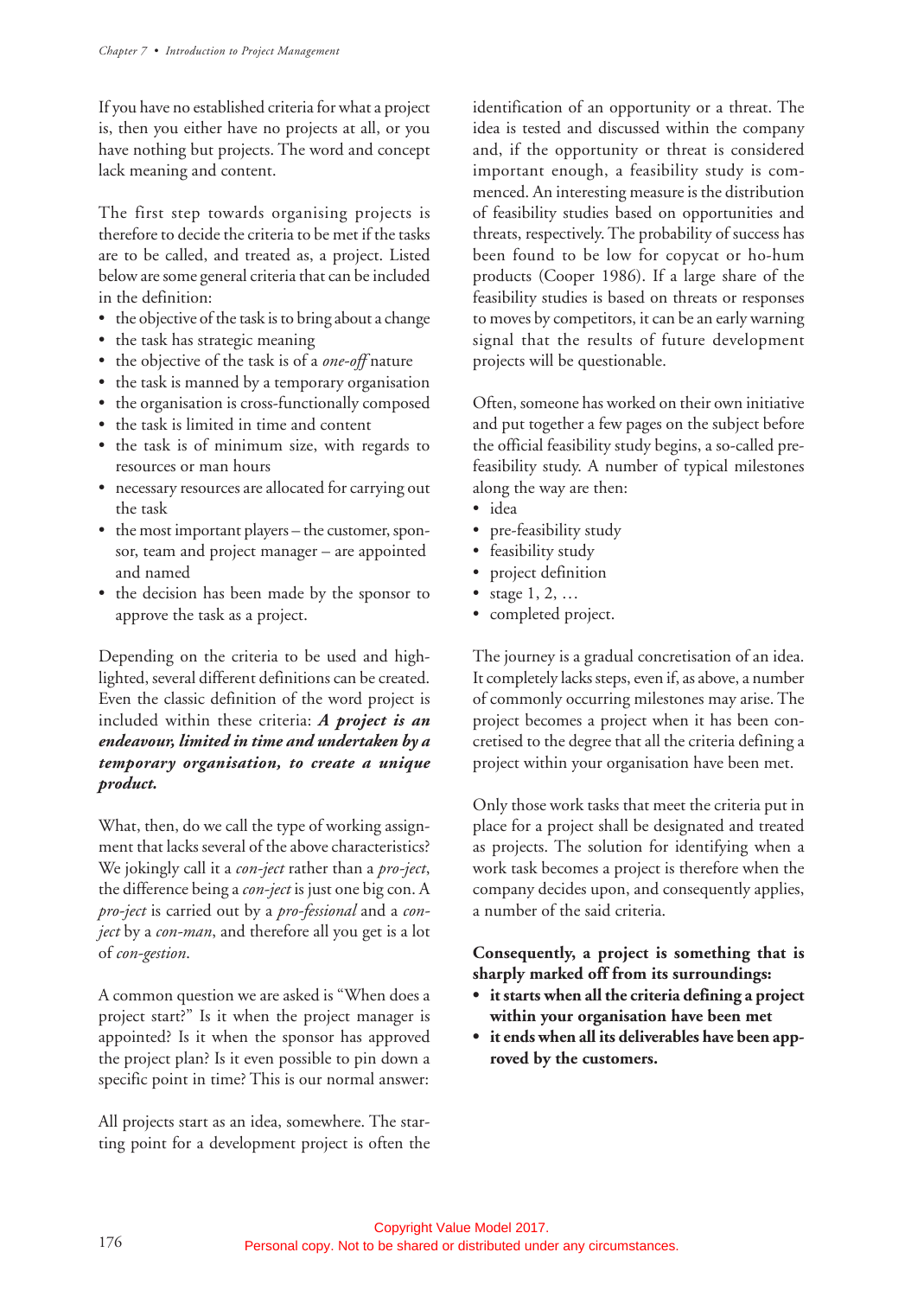If you have no established criteria for what a project is, then you either have no projects at all, or you have nothing but projects. The word and concept lack meaning and content.

The first step towards organising projects is therefore to decide the criteria to be met if the tasks are to be called, and treated as, a project. Listed below are some general criteria that can be included in the definition:

- the objective of the task is to bring about a change
- the task has strategic meaning
- the objective of the task is of a *one-off* nature
- the task is manned by a temporary organisation
- the organisation is cross-functionally composed
- the task is limited in time and content
- the task is of minimum size, with regards to resources or man hours
- necessary resources are allocated for carrying out the task
- the most important players – the customer, sponsor, team and project manager – are appointed and named
- the decision has been made by the sponsor to approve the task as a project.

Depending on the criteria to be used and highlighted, several different definitions can be created. Even the classic definition of the word project is included within these criteria: ***A project is an endeavour, limited in time and undertaken by a temporary organisation, to create a unique product.***

What, then, do we call the type of working assignment that lacks several of the above characteristics? We jokingly call it a *con-ject* rather than a *pro-ject*, the difference being a *con-ject* is just one big con. A *pro-ject* is carried out by a *pro-fessional* and a *con-ject* by a *con-man*, and therefore all you get is a lot of *con-gestion*.

A common question we are asked is "When does a project start?" Is it when the project manager is appointed? Is it when the sponsor has approved the project plan? Is it even possible to pin down a specific point in time? This is our normal answer:

All projects start as an idea, somewhere. The starting point for a development project is often the identification of an opportunity or a threat. The idea is tested and discussed within the company and, if the opportunity or threat is considered important enough, a feasibility study is commenced. An interesting measure is the distribution of feasibility studies based on opportunities and threats, respectively. The probability of success has been found to be low for copycat or ho-hum products (Cooper 1986). If a large share of the feasibility studies is based on threats or responses to moves by competitors, it can be an early warning signal that the results of future development projects will be questionable.

Often, someone has worked on their own initiative and put together a few pages on the subject before the official feasibility study begins, a so-called pre-feasibility study. A number of typical milestones along the way are then:

- idea
- pre-feasibility study
- feasibility study
- project definition
- stage 1, 2, …
- completed project.

The journey is a gradual concretisation of an idea. It completely lacks steps, even if, as above, a number of commonly occurring milestones may arise. The project becomes a project when it has been concretised to the degree that all the criteria defining a project within your organisation have been met.

Only those work tasks that meet the criteria put in place for a project shall be designated and treated as projects. The solution for identifying when a work task becomes a project is therefore when the company decides upon, and consequently applies, a number of the said criteria.

**Consequently, a project is something that is sharply marked off from its surroundings:**

- **it starts when all the criteria defining a project within your organisation have been met**
- **it ends when all its deliverables have been approved by the customers.**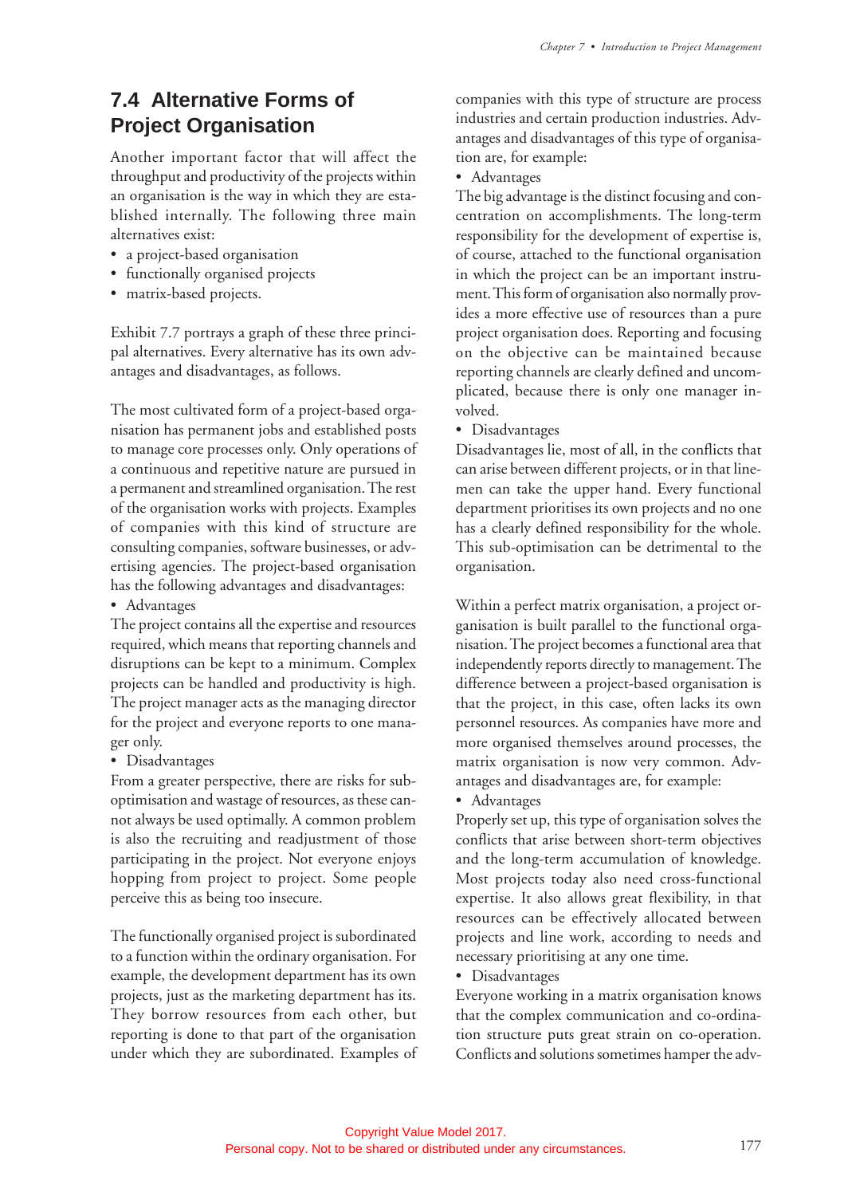## 7.4 Alternative Forms of Project Organisation

Another important factor that will affect the throughput and productivity of the projects within an organisation is the way in which they are established internally. The following three main alternatives exist:

- a project-based organisation
- functionally organised projects
- matrix-based projects.

Exhibit 7.7 portrays a graph of these three principal alternatives. Every alternative has its own advantages and disadvantages, as follows.

The most cultivated form of a project-based organisation has permanent jobs and established posts to manage core processes only. Only operations of a continuous and repetitive nature are pursued in a permanent and streamlined organisation. The rest of the organisation works with projects. Examples of companies with this kind of structure are consulting companies, software businesses, or advertising agencies. The project-based organisation has the following advantages and disadvantages:

- Advantages

The project contains all the expertise and resources required, which means that reporting channels and disruptions can be kept to a minimum. Complex projects can be handled and productivity is high. The project manager acts as the managing director for the project and everyone reports to one manager only.

- Disadvantages

From a greater perspective, there are risks for sub-optimisation and wastage of resources, as these cannot always be used optimally. A common problem is also the recruiting and readjustment of those participating in the project. Not everyone enjoys hopping from project to project. Some people perceive this as being too insecure.

The functionally organised project is subordinated to a function within the ordinary organisation. For example, the development department has its own projects, just as the marketing department has its. They borrow resources from each other, but reporting is done to that part of the organisation under which they are subordinated. Examples of companies with this type of structure are process industries and certain production industries. Advantages and disadvantages of this type of organisation are, for example:

- Advantages

The big advantage is the distinct focusing and concentration on accomplishments. The long-term responsibility for the development of expertise is, of course, attached to the functional organisation in which the project can be an important instrument. This form of organisation also normally provides a more effective use of resources than a pure project organisation does. Reporting and focusing on the objective can be maintained because reporting channels are clearly defined and uncomplicated, because there is only one manager involved.

- Disadvantages

Disadvantages lie, most of all, in the conflicts that can arise between different projects, or in that line-men can take the upper hand. Every functional department prioritises its own projects and no one has a clearly defined responsibility for the whole. This sub-optimisation can be detrimental to the organisation.

Within a perfect matrix organisation, a project organisation is built parallel to the functional organisation. The project becomes a functional area that independently reports directly to management. The difference between a project-based organisation is that the project, in this case, often lacks its own personnel resources. As companies have more and more organised themselves around processes, the matrix organisation is now very common. Advantages and disadvantages are, for example:

- Advantages

Properly set up, this type of organisation solves the conflicts that arise between short-term objectives and the long-term accumulation of knowledge. Most projects today also need cross-functional expertise. It also allows great flexibility, in that resources can be effectively allocated between projects and line work, according to needs and necessary prioritising at any one time.

- Disadvantages

Everyone working in a matrix organisation knows that the complex communication and co-ordination structure puts great strain on co-operation. Conflicts and solutions sometimes hamper the adv-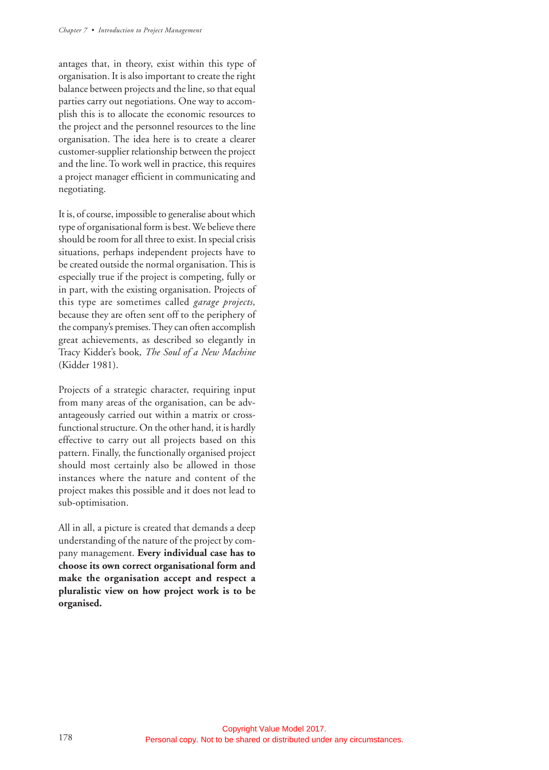antages that, in theory, exist within this type of organisation. It is also important to create the right balance between projects and the line, so that equal parties carry out negotiations. One way to accomplish this is to allocate the economic resources to the project and the personnel resources to the line organisation. The idea here is to create a clearer customer-supplier relationship between the project and the line. To work well in practice, this requires a project manager efficient in communicating and negotiating.

It is, of course, impossible to generalise about which type of organisational form is best. We believe there should be room for all three to exist. In special crisis situations, perhaps independent projects have to be created outside the normal organisation. This is especially true if the project is competing, fully or in part, with the existing organisation. Projects of this type are sometimes called *garage projects,* because they are often sent off to the periphery of the company's premises. They can often accomplish great achievements, as described so elegantly in Tracy Kidder's book, *The Soul of a New Machine* (Kidder 1981).

Projects of a strategic character, requiring input from many areas of the organisation, can be advantageously carried out within a matrix or cross-functional structure. On the other hand, it is hardly effective to carry out all projects based on this pattern. Finally, the functionally organised project should most certainly also be allowed in those instances where the nature and content of the project makes this possible and it does not lead to sub-optimisation.

All in all, a picture is created that demands a deep understanding of the nature of the project by company management. **Every individual case has to choose its own correct organisational form and make the organisation accept and respect a pluralistic view on how project work is to be organised.**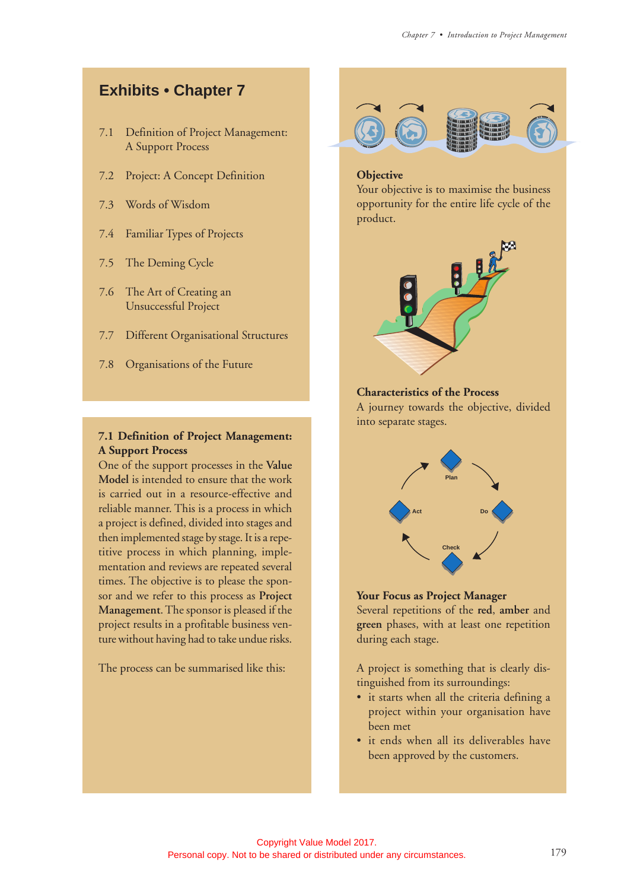## Exhibits • Chapter 7

7.1 Definition of Project Management: A Support Process

7.2 Project: A Concept Definition

7.3 Words of Wisdom

7.4 Familiar Types of Projects

7.5 The Deming Cycle

7.6 The Art of Creating an Unsuccessful Project

7.7 Different Organisational Structures

7.8 Organisations of the Future

### 7.1 Definition of Project Management: A Support Process

One of the support processes in the **Value Model** is intended to ensure that the work is carried out in a resource-effective and reliable manner. This is a process in which a project is defined, divided into stages and then implemented stage by stage. It is a repetitive process in which planning, implementation and reviews are repeated several times. The objective is to please the sponsor and we refer to this process as **Project Management**. The sponsor is pleased if the project results in a profitable business venture without having had to take undue risks.

The process can be summarised like this:

**Objective**
Your objective is to maximise the business opportunity for the entire life cycle of the product.

**Characteristics of the Process**
A journey towards the objective, divided into separate stages.

Plan
Do
Check
Act

**Your Focus as Project Manager**
Several repetitions of the **red**, **amber** and **green** phases, with at least one repetition during each stage.

A project is something that is clearly distinguished from its surroundings:

- it starts when all the criteria defining a project within your organisation have been met
- it ends when all its deliverables have been approved by the customers.

Copyright Value Model 2017.
Personal copy. Not to be shared or distributed under any circumstances.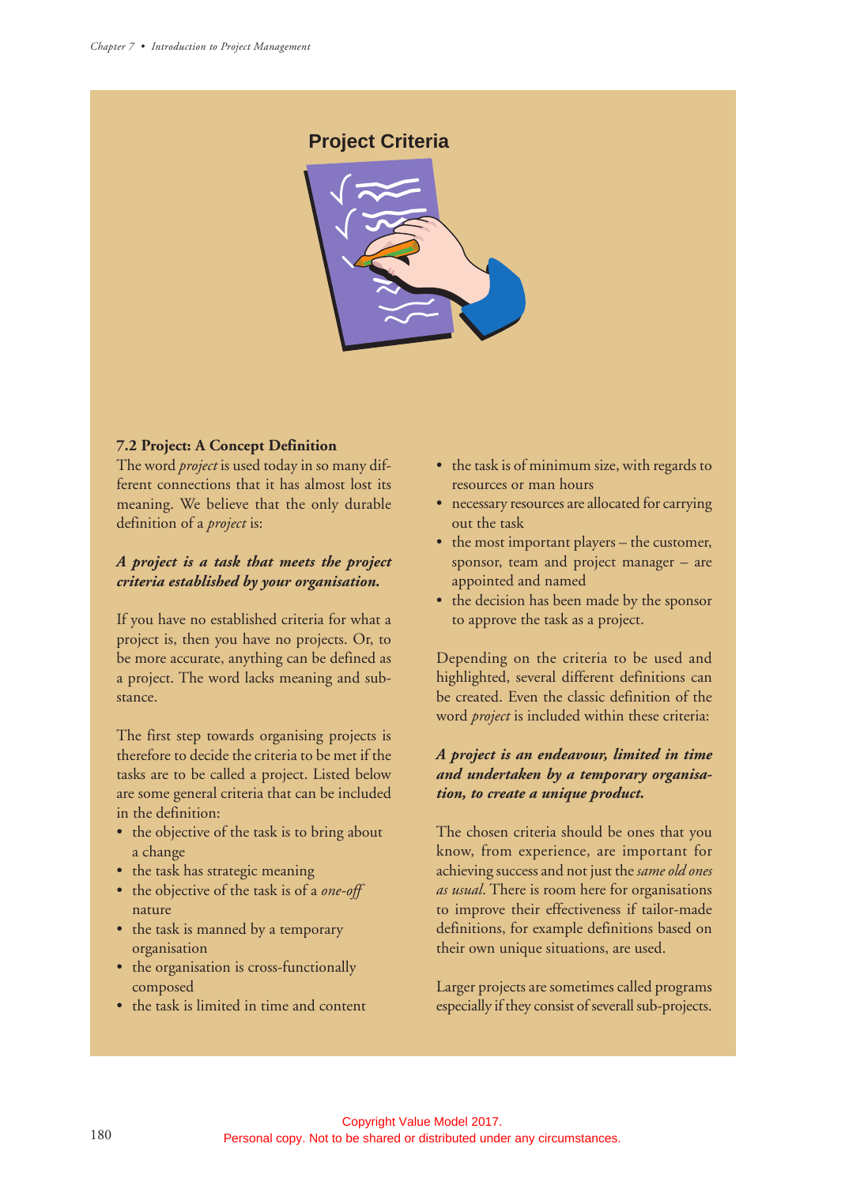## Project Criteria

### 7.2 Project: A Concept Definition

The word *project* is used today in so many different connections that it has almost lost its meaning. We believe that the only durable definition of a *project* is:

***A project is a task that meets the project criteria established by your organisation.***

If you have no established criteria for what a project is, then you have no projects. Or, to be more accurate, anything can be defined as a project. The word lacks meaning and substance.

The first step towards organising projects is therefore to decide the criteria to be met if the tasks are to be called a project. Listed below are some general criteria that can be included in the definition:

- the objective of the task is to bring about a change
- the task has strategic meaning
- the objective of the task is of a *one-off* nature
- the task is manned by a temporary organisation
- the organisation is cross-functionally composed
- the task is limited in time and content
- the task is of minimum size, with regards to resources or man hours
- necessary resources are allocated for carrying out the task
- the most important players – the customer, sponsor, team and project manager – are appointed and named
- the decision has been made by the sponsor to approve the task as a project.

Depending on the criteria to be used and highlighted, several different definitions can be created. Even the classic definition of the word *project* is included within these criteria:

***A project is an endeavour, limited in time and undertaken by a temporary organisation, to create a unique product.***

The chosen criteria should be ones that you know, from experience, are important for achieving success and not just the *same old ones as usual*. There is room here for organisations to improve their effectiveness if tailor-made definitions, for example definitions based on their own unique situations, are used.

Larger projects are sometimes called programs especially if they consist of severall sub-projects.

Copyright Value Model 2017.
Personal copy. Not to be shared or distributed under any circumstances.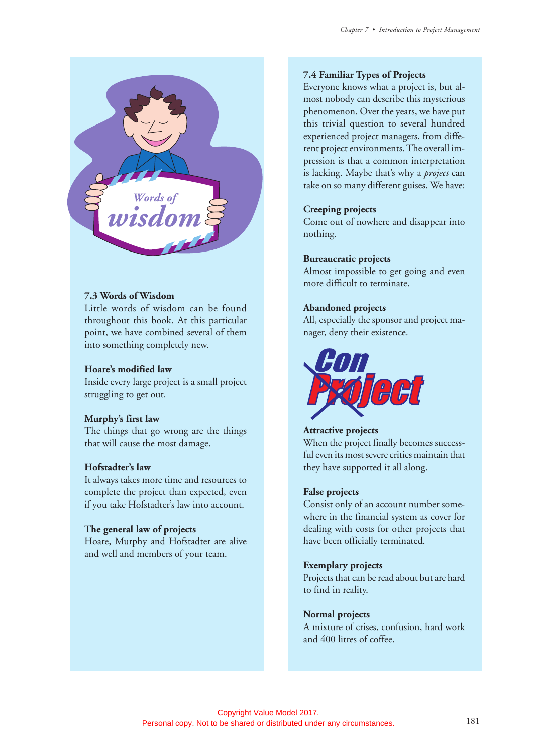### 7.3 Words of Wisdom

Little words of wisdom can be found throughout this book. At this particular point, we have combined several of them into something completely new.

**Hoare's modified law**
Inside every large project is a small project struggling to get out.

**Murphy's first law**
The things that go wrong are the things that will cause the most damage.

**Hofstadter's law**
It always takes more time and resources to complete the project than expected, even if you take Hofstadter's law into account.

**The general law of projects**
Hoare, Murphy and Hofstadter are alive and well and members of your team.

### 7.4 Familiar Types of Projects

Everyone knows what a project is, but almost nobody can describe this mysterious phenomenon. Over the years, we have put this trivial question to several hundred experienced project managers, from different project environments. The overall impression is that a common interpretation is lacking. Maybe that's why a *project* can take on so many different guises. We have:

**Creeping projects**
Come out of nowhere and disappear into nothing.

**Bureaucratic projects**
Almost impossible to get going and even more difficult to terminate.

**Abandoned projects**
All, especially the sponsor and project manager, deny their existence.

**Attractive projects**
When the project finally becomes successful even its most severe critics maintain that they have supported it all along.

**False projects**
Consist only of an account number somewhere in the financial system as cover for dealing with costs for other projects that have been officially terminated.

**Exemplary projects**
Projects that can be read about but are hard to find in reality.

**Normal projects**
A mixture of crises, confusion, hard work and 400 litres of coffee.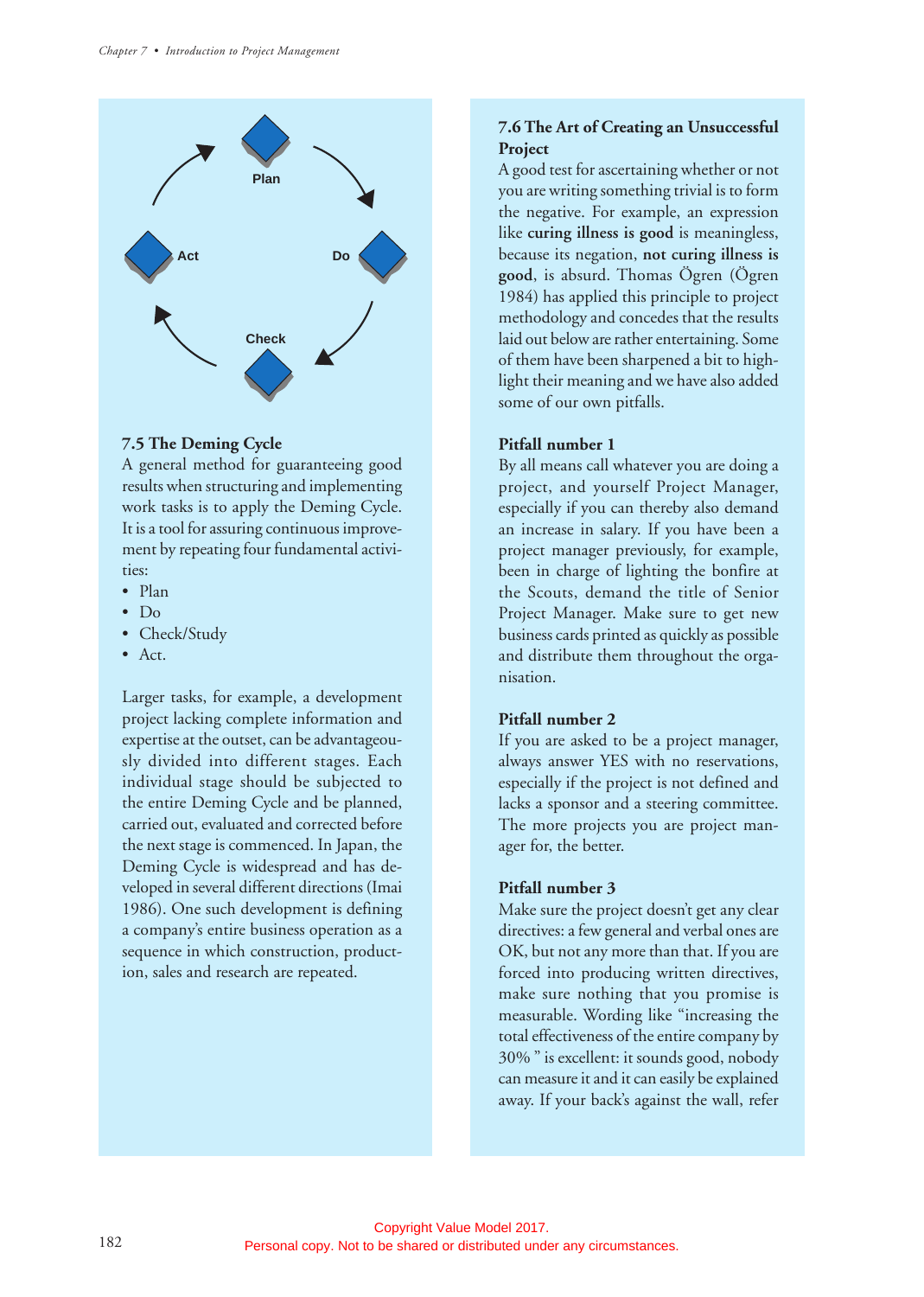Plan

Act

Do

Check

### 7.5 The Deming Cycle

A general method for guaranteeing good results when structuring and implementing work tasks is to apply the Deming Cycle. It is a tool for assuring continuous improvement by repeating four fundamental activities:

- Plan
- Do
- Check/Study
- Act.

Larger tasks, for example, a development project lacking complete information and expertise at the outset, can be advantageously divided into different stages. Each individual stage should be subjected to the entire Deming Cycle and be planned, carried out, evaluated and corrected before the next stage is commenced. In Japan, the Deming Cycle is widespread and has developed in several different directions (Imai 1986). One such development is defining a company's entire business operation as a sequence in which construction, production, sales and research are repeated.

### 7.6 The Art of Creating an Unsuccessful Project

A good test for ascertaining whether or not you are writing something trivial is to form the negative. For example, an expression like **curing illness is good** is meaningless, because its negation, **not curing illness is good**, is absurd. Thomas Ögren (Ögren 1984) has applied this principle to project methodology and concedes that the results laid out below are rather entertaining. Some of them have been sharpened a bit to highlight their meaning and we have also added some of our own pitfalls.

**Pitfall number 1**

By all means call whatever you are doing a project, and yourself Project Manager, especially if you can thereby also demand an increase in salary. If you have been a project manager previously, for example, been in charge of lighting the bonfire at the Scouts, demand the title of Senior Project Manager. Make sure to get new business cards printed as quickly as possible and distribute them throughout the organisation.

**Pitfall number 2**

If you are asked to be a project manager, always answer YES with no reservations, especially if the project is not defined and lacks a sponsor and a steering committee. The more projects you are project manager for, the better.

**Pitfall number 3**

Make sure the project doesn't get any clear directives: a few general and verbal ones are OK, but not any more than that. If you are forced into producing written directives, make sure nothing that you promise is measurable. Wording like "increasing the total effectiveness of the entire company by 30% " is excellent: it sounds good, nobody can measure it and it can easily be explained away. If your back's against the wall, refer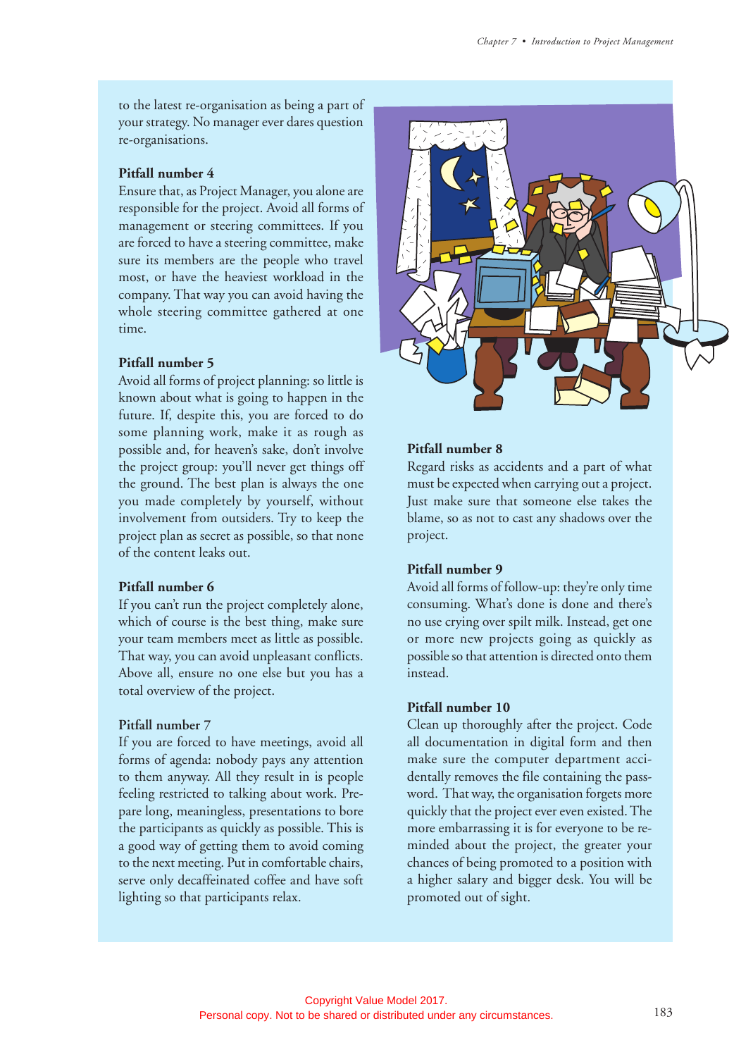to the latest re-organisation as being a part of your strategy. No manager ever dares question re-organisations.

**Pitfall number 4**

Ensure that, as Project Manager, you alone are responsible for the project. Avoid all forms of management or steering committees. If you are forced to have a steering committee, make sure its members are the people who travel most, or have the heaviest workload in the company. That way you can avoid having the whole steering committee gathered at one time.

**Pitfall number 5**

Avoid all forms of project planning: so little is known about what is going to happen in the future. If, despite this, you are forced to do some planning work, make it as rough as possible and, for heaven's sake, don't involve the project group: you'll never get things off the ground. The best plan is always the one you made completely by yourself, without involvement from outsiders. Try to keep the project plan as secret as possible, so that none of the content leaks out.

**Pitfall number 6**

If you can't run the project completely alone, which of course is the best thing, make sure your team members meet as little as possible. That way, you can avoid unpleasant conflicts. Above all, ensure no one else but you has a total overview of the project.

**Pitfall number 7**

If you are forced to have meetings, avoid all forms of agenda: nobody pays any attention to them anyway. All they result in is people feeling restricted to talking about work. Prepare long, meaningless, presentations to bore the participants as quickly as possible. This is a good way of getting them to avoid coming to the next meeting. Put in comfortable chairs, serve only decaffeinated coffee and have soft lighting so that participants relax.

**Pitfall number 8**

Regard risks as accidents and a part of what must be expected when carrying out a project. Just make sure that someone else takes the blame, so as not to cast any shadows over the project.

**Pitfall number 9**

Avoid all forms of follow-up: they're only time consuming. What's done is done and there's no use crying over spilt milk. Instead, get one or more new projects going as quickly as possible so that attention is directed onto them instead.

**Pitfall number 10**

Clean up thoroughly after the project. Code all documentation in digital form and then make sure the computer department accidentally removes the file containing the password. That way, the organisation forgets more quickly that the project ever even existed. The more embarrassing it is for everyone to be reminded about the project, the greater your chances of being promoted to a position with a higher salary and bigger desk. You will be promoted out of sight.

Copyright Value Model 2017.
Personal copy. Not to be shared or distributed under any circumstances.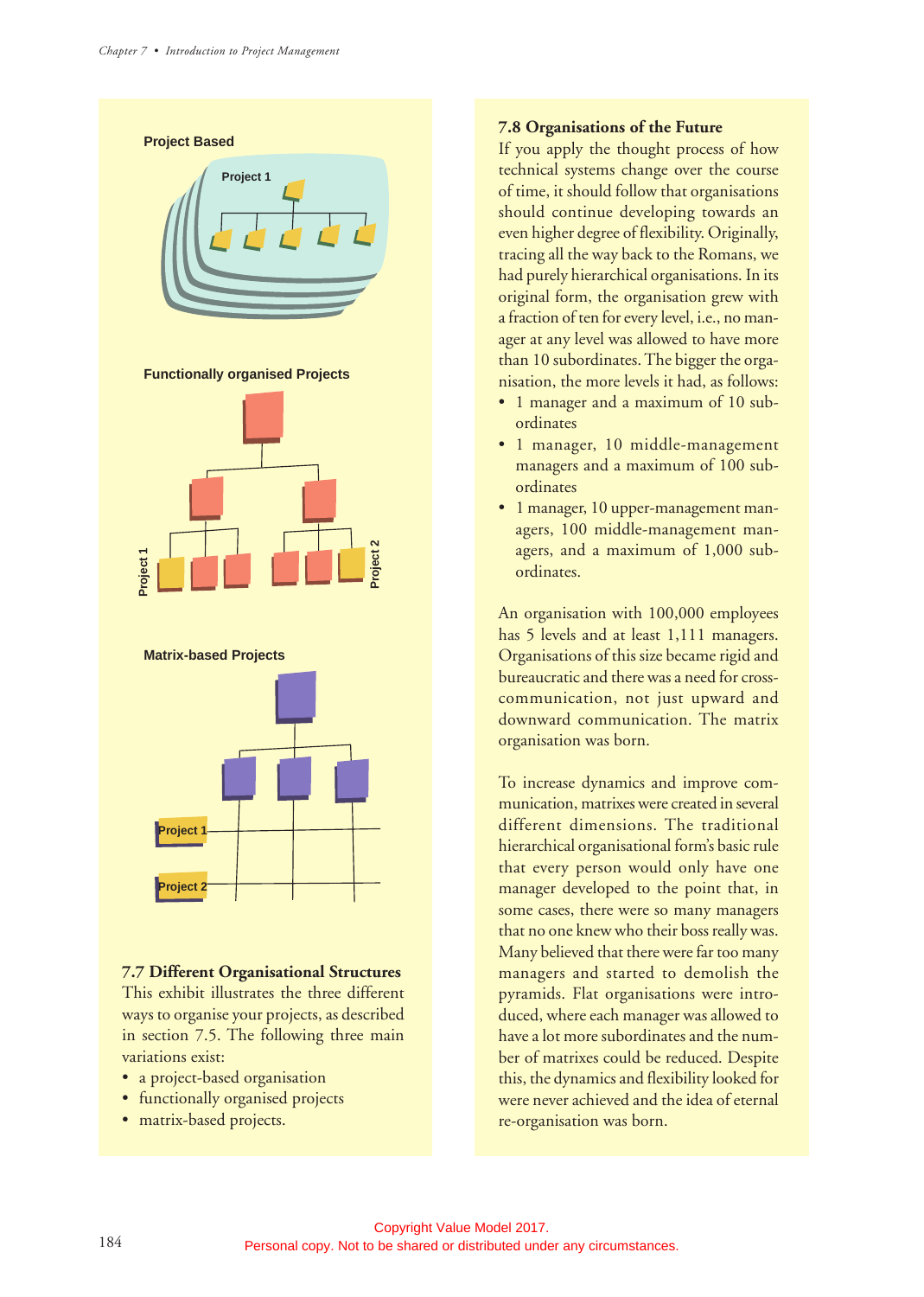**Project Based**

Project 1

**Functionally organised Projects**

Project 1

Project 2

**Matrix-based Projects**

Project 1

Project 2

### 7.7 Different Organisational Structures

This exhibit illustrates the three different ways to organise your projects, as described in section 7.5. The following three main variations exist:

- a project-based organisation
- functionally organised projects
- matrix-based projects.

### 7.8 Organisations of the Future

If you apply the thought process of how technical systems change over the course of time, it should follow that organisations should continue developing towards an even higher degree of flexibility. Originally, tracing all the way back to the Romans, we had purely hierarchical organisations. In its original form, the organisation grew with a fraction of ten for every level, i.e., no manager at any level was allowed to have more than 10 subordinates. The bigger the organisation, the more levels it had, as follows:

- 1 manager and a maximum of 10 subordinates
- 1 manager, 10 middle-management managers and a maximum of 100 subordinates
- 1 manager, 10 upper-management managers, 100 middle-management managers, and a maximum of 1,000 subordinates.

An organisation with 100,000 employees has 5 levels and at least 1,111 managers. Organisations of this size became rigid and bureaucratic and there was a need for cross-communication, not just upward and downward communication. The matrix organisation was born.

To increase dynamics and improve communication, matrixes were created in several different dimensions. The traditional hierarchical organisational form's basic rule that every person would only have one manager developed to the point that, in some cases, there were so many managers that no one knew who their boss really was. Many believed that there were far too many managers and started to demolish the pyramids. Flat organisations were introduced, where each manager was allowed to have a lot more subordinates and the number of matrixes could be reduced. Despite this, the dynamics and flexibility looked for were never achieved and the idea of eternal re-organisation was born.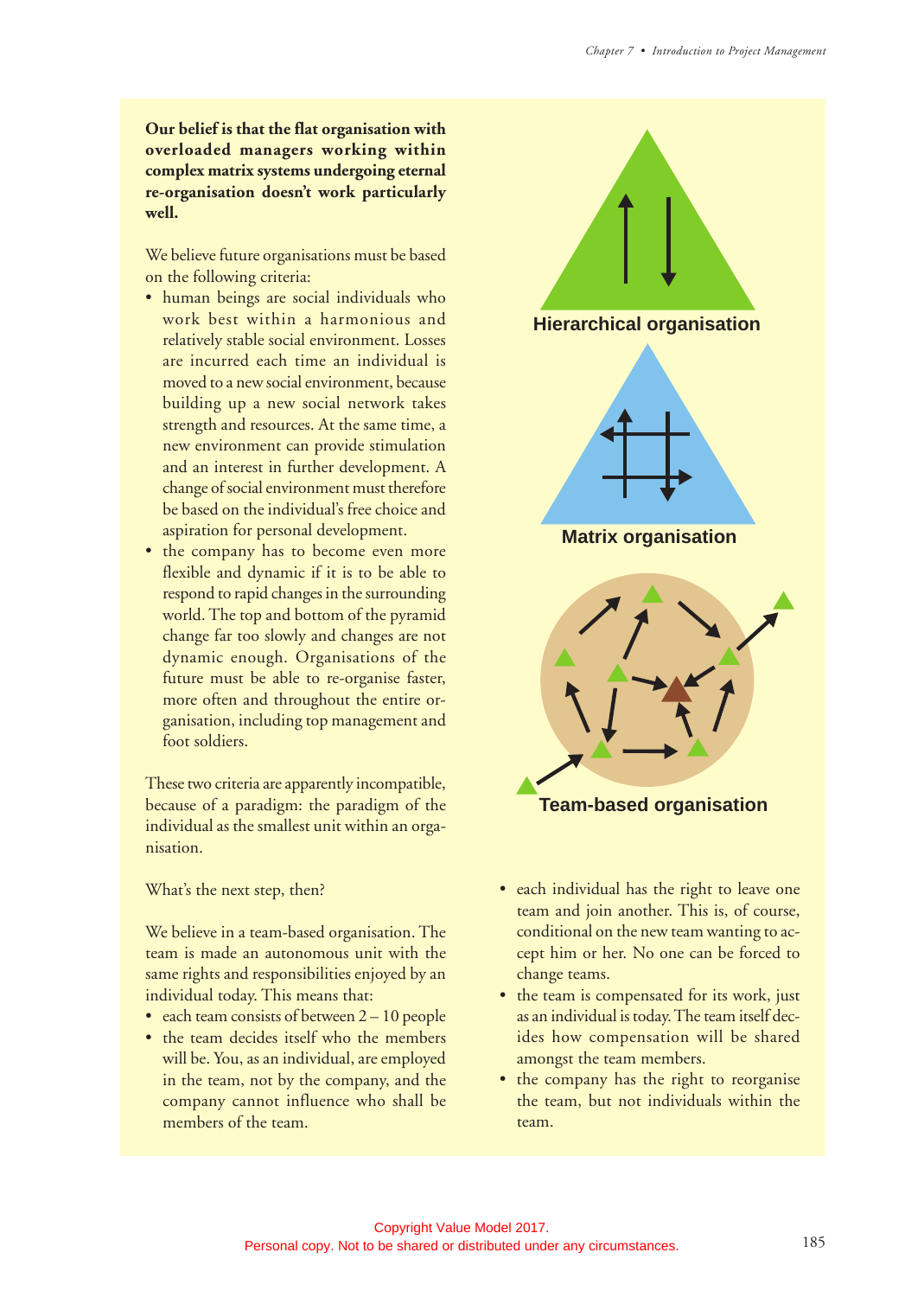**Our belief is that the flat organisation with overloaded managers working within complex matrix systems undergoing eternal re-organisation doesn't work particularly well.**

We believe future organisations must be based on the following criteria:

- human beings are social individuals who work best within a harmonious and relatively stable social environment. Losses are incurred each time an individual is moved to a new social environment, because building up a new social network takes strength and resources. At the same time, a new environment can provide stimulation and an interest in further development. A change of social environment must therefore be based on the individual's free choice and aspiration for personal development.
- the company has to become even more flexible and dynamic if it is to be able to respond to rapid changes in the surrounding world. The top and bottom of the pyramid change far too slowly and changes are not dynamic enough. Organisations of the future must be able to re-organise faster, more often and throughout the entire organisation, including top management and foot soldiers.

These two criteria are apparently incompatible, because of a paradigm: the paradigm of the individual as the smallest unit within an organisation.

What's the next step, then?

We believe in a team-based organisation. The team is made an autonomous unit with the same rights and responsibilities enjoyed by an individual today. This means that:

- each team consists of between 2 – 10 people
- the team decides itself who the members will be. You, as an individual, are employed in the team, not by the company, and the company cannot influence who shall be members of the team.

Hierarchical organisation

Matrix organisation

Team-based organisation

- each individual has the right to leave one team and join another. This is, of course, conditional on the new team wanting to accept him or her. No one can be forced to change teams.
- the team is compensated for its work, just as an individual is today. The team itself decides how compensation will be shared amongst the team members.
- the company has the right to reorganise the team, but not individuals within the team.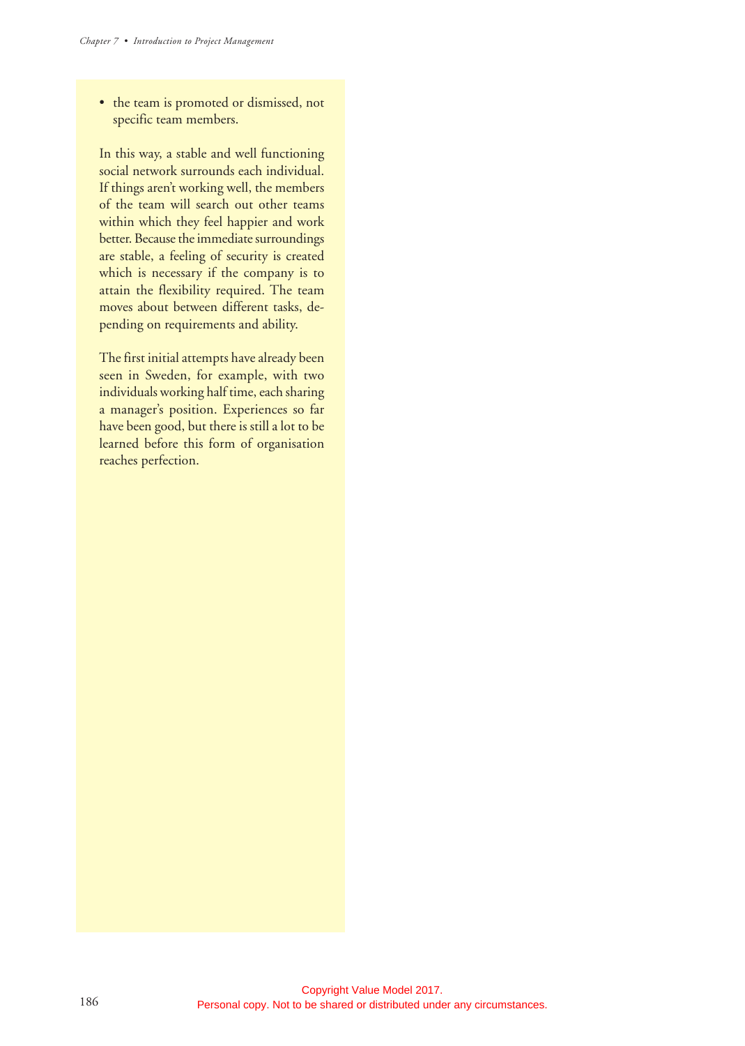- the team is promoted or dismissed, not specific team members.

In this way, a stable and well functioning social network surrounds each individual. If things aren't working well, the members of the team will search out other teams within which they feel happier and work better. Because the immediate surroundings are stable, a feeling of security is created which is necessary if the company is to attain the flexibility required. The team moves about between different tasks, depending on requirements and ability.

The first initial attempts have already been seen in Sweden, for example, with two individuals working half time, each sharing a manager's position. Experiences so far have been good, but there is still a lot to be learned before this form of organisation reaches perfection.

Copyright Value Model 2017.
Personal copy. Not to be shared or distributed under any circumstances.